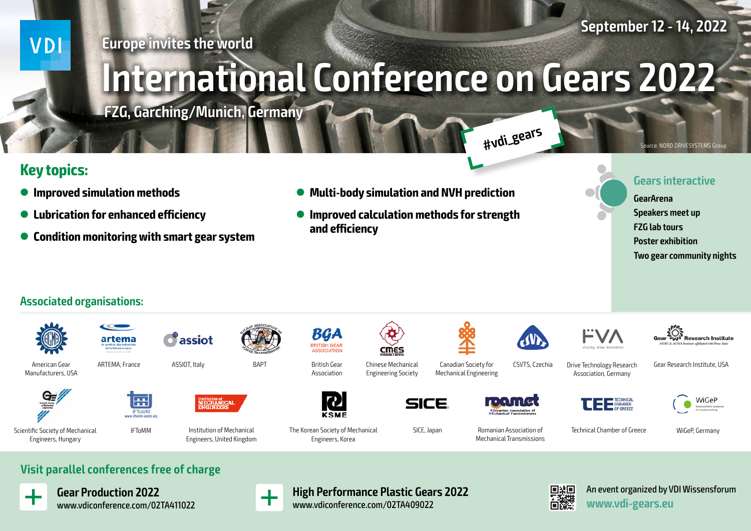VDI

September 12 - 14, 2022

Europe invites the world

# International Conference on Gears 2022

FZG, Garching/Munich, Germany

#vdi_gears

Source: NORD DRIVESYSTEMS Group

## Key topics:

- **Improved simulation methods**
- **Lubrication for enhanced efficiency**
- **Condition monitoring with smart gear system**
- **Multi-body simulation and NVH prediction**
- **Improved calculation methods for strength and efficiency**

## Gears interactive

**GearArena**
**Speakers meet up**
**FZG lab tours**
**Poster exhibition**
**Two gear community nights**

## Associated organisations:

- American Gear Manufacturers, USA
- ARTEMA, France
- ASSIOT, Italy
- BAPT
- British Gear Association
- Chinese Mechanical Engineering Society
- Canadian Society for Mechanical Engineering
- CSVTS, Czechia
- Drive Technology Research Association, Germany
- Gear Research Institute, USA
- Scientific Society of Mechanical Engineers, Hungary
- IFToMM
- Institution of Mechanical Engineers, United Kingdom
- The Korean Society of Mechanical Engineers, Korea
- SICE, Japan
- Romanian Association of Mechanical Transmissions
- Technical Chamber of Greece
- WiGeP, Germany

## Visit parallel conferences free of charge

**Gear Production 2022**
www.vdiconference.com/02TA411022

**High Performance Plastic Gears 2022**
www.vdiconference.com/02TA409022

An event organized by VDI Wissensforum
**www.vdi-gears.eu**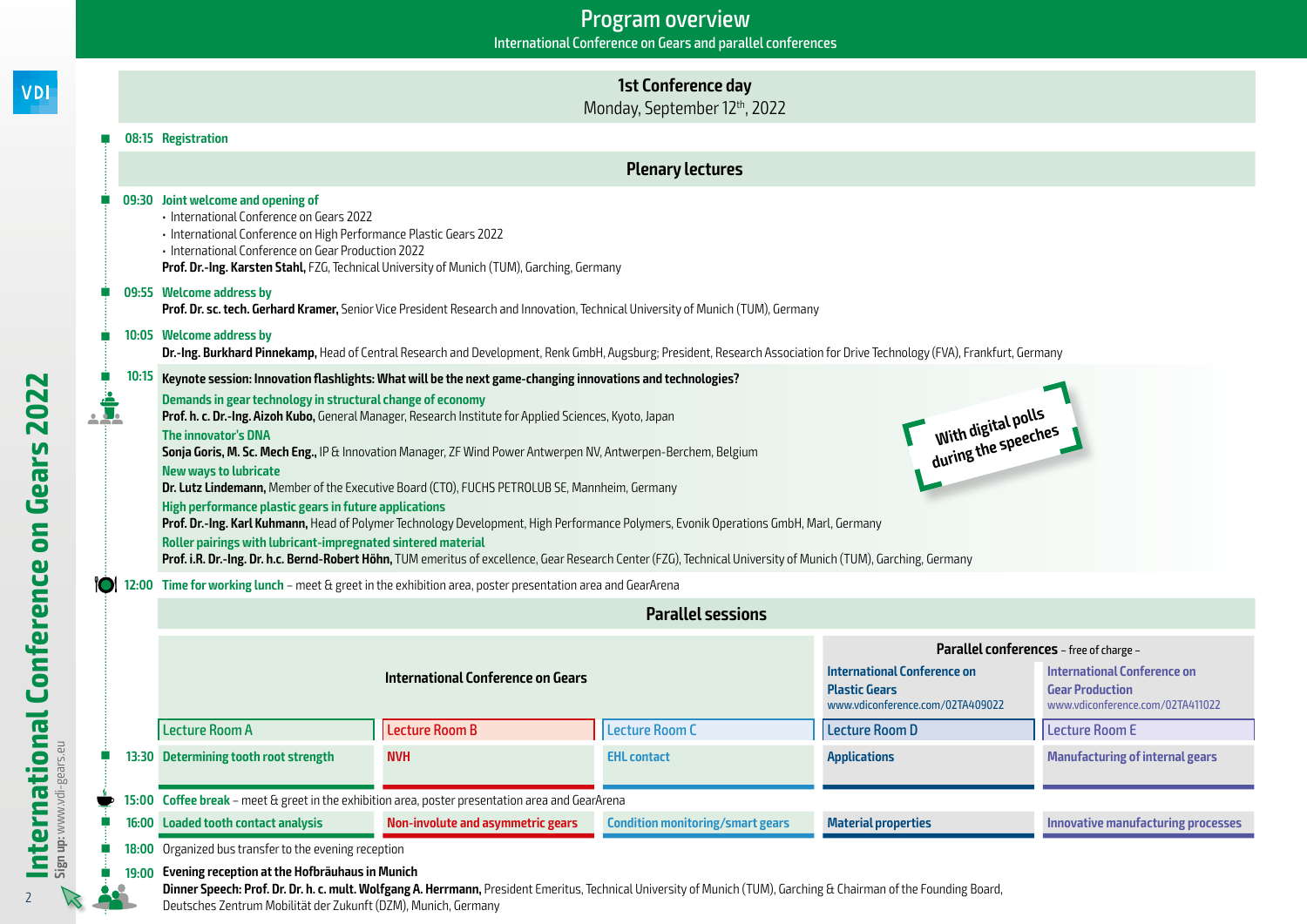# Program overview

International Conference on Gears and parallel conferences

## 1st Conference day

Monday, September 12th, 2022

**08:15 Registration**

## Plenary lectures

**09:30 Joint welcome and opening of**

- International Conference on Gears 2022
- International Conference on High Performance Plastic Gears 2022
- International Conference on Gear Production 2022

**Prof. Dr.-Ing. Karsten Stahl,** FZG, Technical University of Munich (TUM), Garching, Germany

**09:55 Welcome address by**

**Prof. Dr. sc. tech. Gerhard Kramer,** Senior Vice President Research and Innovation, Technical University of Munich (TUM), Germany

**10:05 Welcome address by**

**Dr.-Ing. Burkhard Pinnekamp,** Head of Central Research and Development, Renk GmbH, Augsburg; President, Research Association for Drive Technology (FVA), Frankfurt, Germany

**10:15 Keynote session: Innovation flashlights: What will be the next game-changing innovations and technologies?**

With digital polls during the speeches

**Demands in gear technology in structural change of economy**
**Prof. h. c. Dr.-Ing. Aizoh Kubo,** General Manager, Research Institute for Applied Sciences, Kyoto, Japan

**The innovator's DNA**
**Sonja Goris, M. Sc. Mech Eng.,** IP & Innovation Manager, ZF Wind Power Antwerpen NV, Antwerpen-Berchem, Belgium

**New ways to lubricate**
**Dr. Lutz Lindemann,** Member of the Executive Board (CTO), FUCHS PETROLUB SE, Mannheim, Germany

**High performance plastic gears in future applications**
**Prof. Dr.-Ing. Karl Kuhmann,** Head of Polymer Technology Development, High Performance Polymers, Evonik Operations GmbH, Marl, Germany

**Roller pairings with lubricant-impregnated sintered material**
**Prof. i.R. Dr.-Ing. Dr. h.c. Bernd-Robert Höhn,** TUM emeritus of excellence, Gear Research Center (FZG), Technical University of Munich (TUM), Garching, Germany

**12:00 Time for working lunch** – meet & greet in the exhibition area, poster presentation area and GearArena

## Parallel sessions

| | International Conference on Gears | | | Parallel conferences – free of charge – International Conference on Plastic Gears www.vdiconference.com/02TA409022 | International Conference on Gear Production www.vdiconference.com/02TA411022 |
|---|---|---|---|---|---|
| | Lecture Room A | Lecture Room B | Lecture Room C | Lecture Room D | Lecture Room E |
| 13:30 | Determining tooth root strength | NVH | EHL contact | Applications | Manufacturing of internal gears |
| 15:00 | Coffee break – meet & greet in the exhibition area, poster presentation area and GearArena | | | | |
| 16:00 | Loaded tooth contact analysis | Non-involute and asymmetric gears | Condition monitoring/smart gears | Material properties | Innovative manufacturing processes |

**18:00** Organized bus transfer to the evening reception

**19:00 Evening reception at the Hofbräuhaus in Munich**

**Dinner Speech: Prof. Dr. Dr. h. c. mult. Wolfgang A. Herrmann,** President Emeritus, Technical University of Munich (TUM), Garching & Chairman of the Founding Board, Deutsches Zentrum Mobilität der Zukunft (DZM), Munich, Germany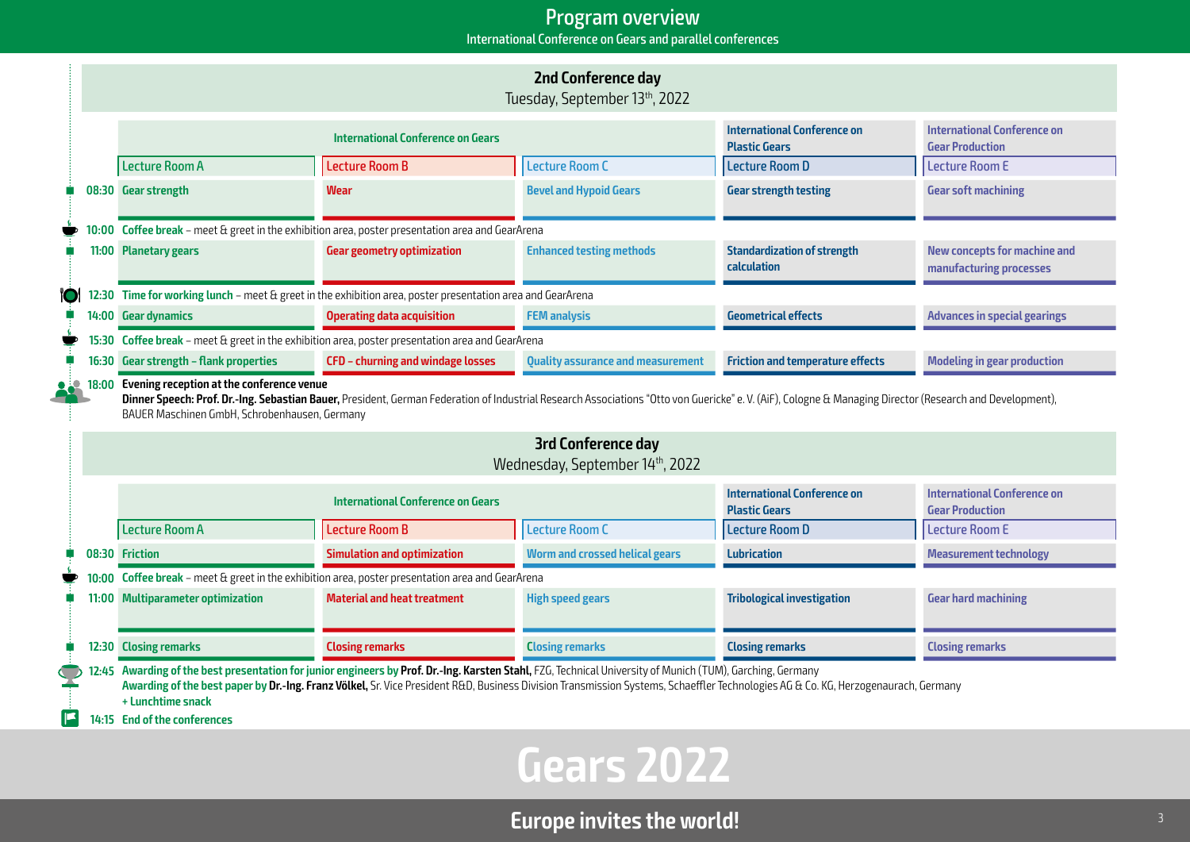# Program overview

International Conference on Gears and parallel conferences

## 2nd Conference day

Tuesday, September 13th, 2022

| | International Conference on Gears | | | International Conference on Plastic Gears | International Conference on Gear Production |
|---|---|---|---|---|---|
| | Lecture Room A | Lecture Room B | Lecture Room C | Lecture Room D | Lecture Room E |
| 08:30 | Gear strength | Wear | Bevel and Hypoid Gears | Gear strength testing | Gear soft machining |
| 10:00 | **Coffee break** – meet & greet in the exhibition area, poster presentation area and GearArena | | | | |
| 11:00 | Planetary gears | Gear geometry optimization | Enhanced testing methods | Standardization of strength calculation | New concepts for machine and manufacturing processes |
| 12:30 | **Time for working lunch** – meet & greet in the exhibition area, poster presentation area and GearArena | | | | |
| 14:00 | Gear dynamics | Operating data acquisition | FEM analysis | Geometrical effects | Advances in special gearings |
| 15:30 | **Coffee break** – meet & greet in the exhibition area, poster presentation area and GearArena | | | | |
| 16:30 | Gear strength – flank properties | CFD – churning and windage losses | Quality assurance and measurement | Friction and temperature effects | Modeling in gear production |

**18:00 Evening reception at the conference venue**

**Dinner Speech: Prof. Dr.-Ing. Sebastian Bauer,** President, German Federation of Industrial Research Associations "Otto von Guericke" e. V. (AiF), Cologne & Managing Director (Research and Development), BAUER Maschinen GmbH, Schrobenhausen, Germany

## 3rd Conference day

Wednesday, September 14th, 2022

| | International Conference on Gears | | | International Conference on Plastic Gears | International Conference on Gear Production |
|---|---|---|---|---|---|
| | Lecture Room A | Lecture Room B | Lecture Room C | Lecture Room D | Lecture Room E |
| 08:30 | Friction | Simulation and optimization | Worm and crossed helical gears | Lubrication | Measurement technology |
| 10:00 | **Coffee break** – meet & greet in the exhibition area, poster presentation area and GearArena | | | | |
| 11:00 | Multiparameter optimization | Material and heat treatment | High speed gears | Tribological investigation | Gear hard machining |
| 12:30 | Closing remarks | Closing remarks | Closing remarks | Closing remarks | Closing remarks |

**12:45 Awarding of the best presentation for junior engineers by Prof. Dr.-Ing. Karsten Stahl,** FZG, Technical University of Munich (TUM), Garching, Germany

**Awarding of the best paper by Dr.-Ing. Franz Völkel,** Sr. Vice President R&D, Business Division Transmission Systems, Schaeffler Technologies AG & Co. KG, Herzogenaurach, Germany

**+ Lunchtime snack**

**14:15 End of the conferences**

# Gears 2022

**Europe invites the world!**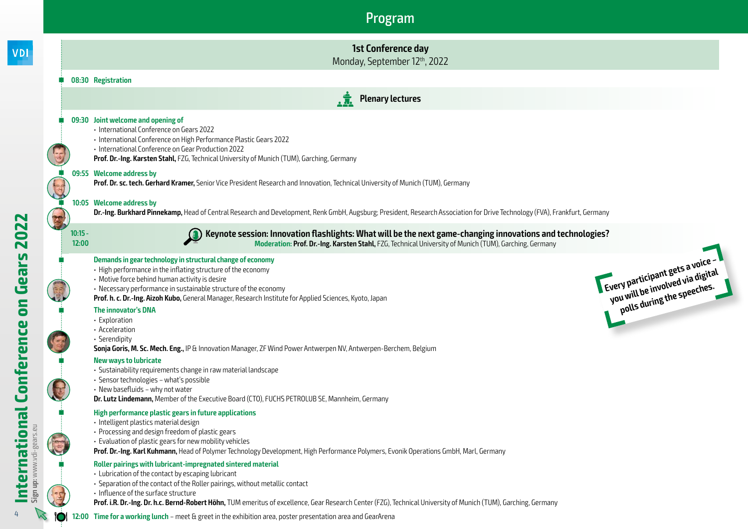# Program

## 1st Conference day

Monday, September 12th, 2022

**08:30 Registration**

### Plenary lectures

**09:30 Joint welcome and opening of**

- International Conference on Gears 2022
- International Conference on High Performance Plastic Gears 2022
- International Conference on Gear Production 2022

**Prof. Dr.-Ing. Karsten Stahl,** FZG, Technical University of Munich (TUM), Garching, Germany

**09:55 Welcome address by**

**Prof. Dr. sc. tech. Gerhard Kramer,** Senior Vice President Research and Innovation, Technical University of Munich (TUM), Germany

**10:05 Welcome address by**

**Dr.-Ing. Burkhard Pinnekamp,** Head of Central Research and Development, Renk GmbH, Augsburg; President, Research Association for Drive Technology (FVA), Frankfurt, Germany

**10:15 - 12:00 Keynote session: Innovation flashlights: What will be the next game-changing innovations and technologies?**

**Moderation: Prof. Dr.-Ing. Karsten Stahl,** FZG, Technical University of Munich (TUM), Garching, Germany

*Every participant gets a voice – you will be involved via digital polls during the speeches.*

**Demands in gear technology in structural change of economy**

- High performance in the inflating structure of the economy
- Motive force behind human activity is desire
- Necessary performance in sustainable structure of the economy

**Prof. h. c. Dr.-Ing. Aizoh Kubo,** General Manager, Research Institute for Applied Sciences, Kyoto, Japan

**The innovator's DNA**

- Exploration
- Acceleration
- Serendipity

**Sonja Goris, M. Sc. Mech. Eng.,** IP & Innovation Manager, ZF Wind Power Antwerpen NV, Antwerpen-Berchem, Belgium

**New ways to lubricate**

- Sustainability requirements change in raw material landscape
- Sensor technologies – what's possible
- New basefluids – why not water

**Dr. Lutz Lindemann,** Member of the Executive Board (CTO), FUCHS PETROLUB SE, Mannheim, Germany

**High performance plastic gears in future applications**

- Intelligent plastics material design
- Processing and design freedom of plastic gears
- Evaluation of plastic gears for new mobility vehicles

**Prof. Dr.-Ing. Karl Kuhmann,** Head of Polymer Technology Development, High Performance Polymers, Evonik Operations GmbH, Marl, Germany

**Roller pairings with lubricant-impregnated sintered material**

- Lubrication of the contact by escaping lubricant
- Separation of the contact of the Roller pairings, without metallic contact
- Influence of the surface structure

**Prof. i.R. Dr.-Ing. Dr. h.c. Bernd-Robert Höhn,** TUM emeritus of excellence, Gear Research Center (FZG), Technical University of Munich (TUM), Garching, Germany

**12:00 Time for a working lunch** – meet & greet in the exhibition area, poster presentation area and GearArena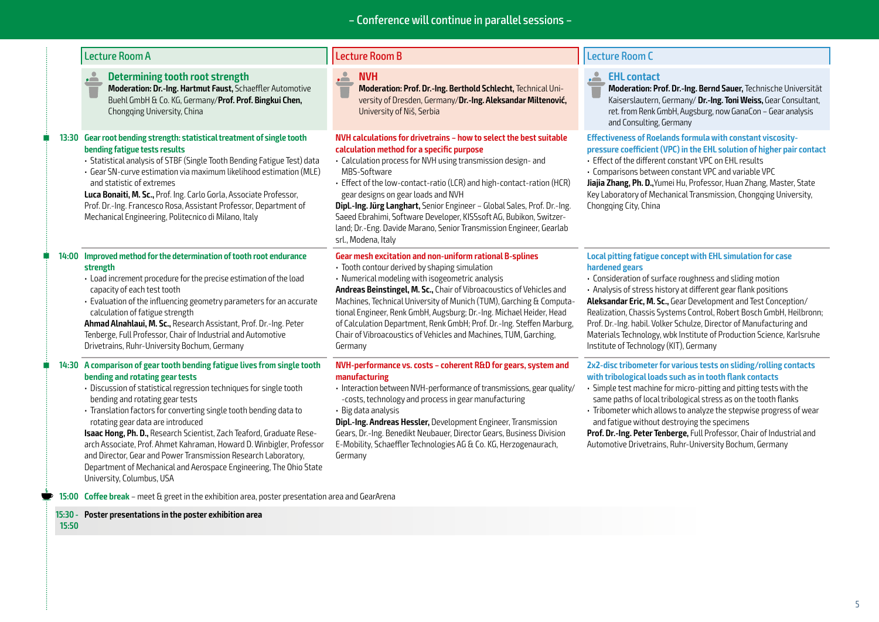– Conference will continue in parallel sessions –

## Lecture Room A

### Determining tooth root strength

**Moderation: Dr.-Ing. Hartmut Faust,** Schaeffler Automotive Buehl GmbH & Co. KG, Germany/**Prof. Prof. Bingkui Chen,** Chongqing University, China

**13:30 Gear root bending strength: statistical treatment of single tooth bending fatigue tests results**

- Statistical analysis of STBF (Single Tooth Bending Fatigue Test) data
- Gear SN-curve estimation via maximum likelihood estimation (MLE) and statistic of extremes

**Luca Bonaiti, M. Sc.,** Prof. Ing. Carlo Gorla, Associate Professor, Prof. Dr.-Ing. Francesco Rosa, Assistant Professor, Department of Mechanical Engineering, Politecnico di Milano, Italy

**14:00 Improved method for the determination of tooth root endurance strength**

- Load increment procedure for the precise estimation of the load capacity of each test tooth
- Evaluation of the influencing geometry parameters for an accurate calculation of fatigue strength

**Ahmad Alnahlaui, M. Sc.,** Research Assistant, Prof. Dr.-Ing. Peter Tenberge, Full Professor, Chair of Industrial and Automotive Drivetrains, Ruhr-University Bochum, Germany

**14:30 A comparison of gear tooth bending fatigue lives from single tooth bending and rotating gear tests**

- Discussion of statistical regression techniques for single tooth bending and rotating gear tests
- Translation factors for converting single tooth bending data to rotating gear data are introduced

**Isaac Hong, Ph. D.,** Research Scientist, Zach Teaford, Graduate Research Associate, Prof. Ahmet Kahraman, Howard D. Winbigler, Professor and Director, Gear and Power Transmission Research Laboratory, Department of Mechanical and Aerospace Engineering, The Ohio State University, Columbus, USA

## Lecture Room B

### NVH

**Moderation: Prof. Dr.-Ing. Berthold Schlecht,** Technical University of Dresden, Germany/**Dr.-Ing. Aleksandar Miltenović,** University of Niš, Serbia

**13:30 NVH calculations for drivetrains – how to select the best suitable calculation method for a specific purpose**

- Calculation process for NVH using transmission design- and MBS-Software
- Effect of the low-contact-ratio (LCR) and high-contact-ratio (HCR) gear designs on gear loads and NVH

**Dipl.-Ing. Jürg Langhart,** Senior Engineer – Global Sales, Prof. Dr.-Ing. Saeed Ebrahimi, Software Developer, KISSsoft AG, Bubikon, Switzerland; Dr.-Eng. Davide Marano, Senior Transmission Engineer, Gearlab srl., Modena, Italy

**14:00 Gear mesh excitation and non-uniform rational B-splines**

- Tooth contour derived by shaping simulation
- Numerical modeling with isogeometric analysis

**Andreas Beinstingel, M. Sc.,** Chair of Vibroacoustics of Vehicles and Machines, Technical University of Munich (TUM), Garching & Computational Engineer, Renk GmbH, Augsburg; Dr.-Ing. Michael Heider, Head of Calculation Department, Renk GmbH; Prof. Dr.-Ing. Steffen Marburg, Chair of Vibroacoustics of Vehicles and Machines, TUM, Garching, Germany

**14:30 NVH-performance vs. costs – coherent R&D for gears, system and manufacturing**

- Interaction between NVH-performance of transmissions, gear quality/-costs, technology and process in gear manufacturing
- Big data analysis

**Dipl.-Ing. Andreas Hessler,** Development Engineer, Transmission Gears, Dr.-Ing. Benedikt Neubauer, Director Gears, Business Division E-Mobility, Schaeffler Technologies AG & Co. KG, Herzogenaurach, Germany

## Lecture Room C

### EHL contact

**Moderation: Prof. Dr.-Ing. Bernd Sauer,** Technische Universität Kaiserslautern, Germany/ **Dr.-Ing. Toni Weiss,** Gear Consultant, ret. from Renk GmbH, Augsburg, now GanaCon – Gear analysis and Consulting, Germany

**13:30 Effectiveness of Roelands formula with constant viscosity-pressure coefficient (VPC) in the EHL solution of higher pair contact**

- Effect of the different constant VPC on EHL results
- Comparisons between constant VPC and variable VPC

**Jiajia Zhang, Ph. D.,**Yumei Hu, Professor, Huan Zhang, Master, State Key Laboratory of Mechanical Transmission, Chongqing University, Chongqing City, China

**14:00 Local pitting fatigue concept with EHL simulation for case hardened gears**

- Consideration of surface roughness and sliding motion
- Analysis of stress history at different gear flank positions

**Aleksandar Eric, M. Sc.,** Gear Development and Test Conception/ Realization, Chassis Systems Control, Robert Bosch GmbH, Heilbronn; Prof. Dr.-Ing. habil. Volker Schulze, Director of Manufacturing and Materials Technology, wbk Institute of Production Science, Karlsruhe Institute of Technology (KIT), Germany

**14:30 2x2-disc tribometer for various tests on sliding/rolling contacts with tribological loads such as in tooth flank contacts**

- Simple test machine for micro-pitting and pitting tests with the same paths of local tribological stress as on the tooth flanks
- Tribometer which allows to analyze the stepwise progress of wear and fatigue without destroying the specimens

**Prof. Dr.-Ing. Peter Tenberge,** Full Professor, Chair of Industrial and Automotive Drivetrains, Ruhr-University Bochum, Germany

---

**15:00 Coffee break** – meet & greet in the exhibition area, poster presentation area and GearArena

**15:30 - 15:50 Poster presentations in the poster exhibition area**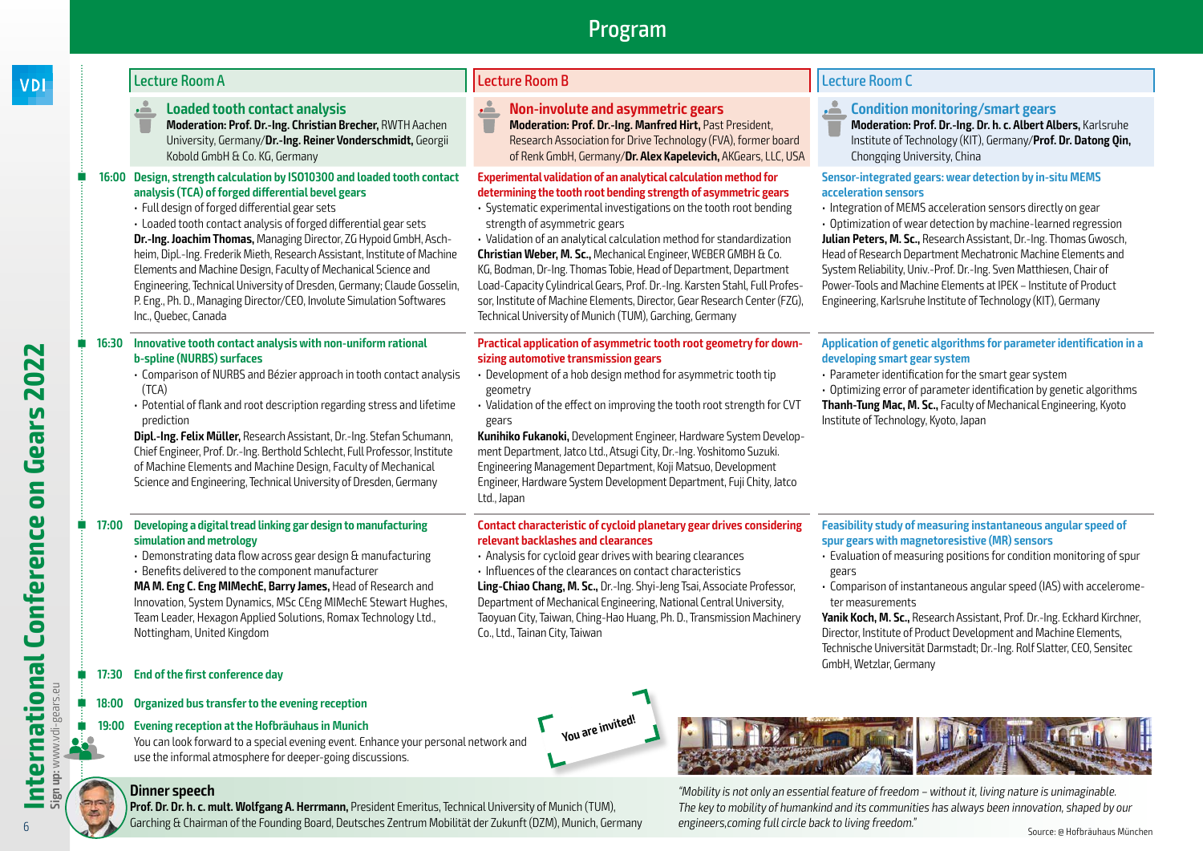# Program

## Lecture Room A

### Loaded tooth contact analysis

**Moderation: Prof. Dr.-Ing. Christian Brecher,** RWTH Aachen University, Germany/**Dr.-Ing. Reiner Vonderschmidt,** Georgii Kobold GmbH & Co. KG, Germany

**16:00 Design, strength calculation by ISO10300 and loaded tooth contact analysis (TCA) of forged differential bevel gears**

- Full design of forged differential gear sets
- Loaded tooth contact analysis of forged differential gear sets

**Dr.-Ing. Joachim Thomas,** Managing Director, ZG Hypoid GmbH, Aschheim, Dipl.-Ing. Frederik Mieth, Research Assistant, Institute of Machine Elements and Machine Design, Faculty of Mechanical Science and Engineering, Technical University of Dresden, Germany; Claude Gosselin, P. Eng., Ph. D., Managing Director/CEO, Involute Simulation Softwares Inc., Quebec, Canada

**16:30 Innovative tooth contact analysis with non-uniform rational b-spline (NURBS) surfaces**

- Comparison of NURBS and Bézier approach in tooth contact analysis (TCA)
- Potential of flank and root description regarding stress and lifetime prediction

**Dipl.-Ing. Felix Müller,** Research Assistant, Dr.-Ing. Stefan Schumann, Chief Engineer, Prof. Dr.-Ing. Berthold Schlecht, Full Professor, Institute of Machine Elements and Machine Design, Faculty of Mechanical Science and Engineering, Technical University of Dresden, Germany

**17:00 Developing a digital tread linking gar design to manufacturing simulation and metrology**

- Demonstrating data flow across gear design & manufacturing
- Benefits delivered to the component manufacturer

**MA M. Eng C. Eng MIMechE, Barry James,** Head of Research and Innovation, System Dynamics, MSc CEng MIMechE Stewart Hughes, Team Leader, Hexagon Applied Solutions, Romax Technology Ltd., Nottingham, United Kingdom

## Lecture Room B

### Non-involute and asymmetric gears

**Moderation: Prof. Dr.-Ing. Manfred Hirt,** Past President, Research Association for Drive Technology (FVA), former board of Renk GmbH, Germany/**Dr. Alex Kapelevich,** AKGears, LLC, USA

**16:00 Experimental validation of an analytical calculation method for determining the tooth root bending strength of asymmetric gears**

- Systematic experimental investigations on the tooth root bending strength of asymmetric gears
- Validation of an analytical calculation method for standardization

**Christian Weber, M. Sc.,** Mechanical Engineer, WEBER GMBH & Co. KG, Bodman, Dr-Ing. Thomas Tobie, Head of Department, Department Load-Capacity Cylindrical Gears, Prof. Dr.-Ing. Karsten Stahl, Full Professor, Institute of Machine Elements, Director, Gear Research Center (FZG), Technical University of Munich (TUM), Garching, Germany

**16:30 Practical application of asymmetric tooth root geometry for downsizing automotive transmission gears**

- Development of a hob design method for asymmetric tooth tip geometry
- Validation of the effect on improving the tooth root strength for CVT gears

**Kunihiko Fukanoki,** Development Engineer, Hardware System Development Department, Jatco Ltd., Atsugi City, Dr.-Ing. Yoshitomo Suzuki. Engineering Management Department, Koji Matsuo, Development Engineer, Hardware System Development Department, Fuji Chity, Jatco Ltd., Japan

**17:00 Contact characteristic of cycloid planetary gear drives considering relevant backlashes and clearances**

- Analysis for cycloid gear drives with bearing clearances
- Influences of the clearances on contact characteristics

**Ling-Chiao Chang, M. Sc.,** Dr.-Ing. Shyi-Jeng Tsai, Associate Professor, Department of Mechanical Engineering, National Central University, Taoyuan City, Taiwan, Ching-Hao Huang, Ph. D., Transmission Machinery Co., Ltd., Tainan City, Taiwan

## Lecture Room C

### Condition monitoring/smart gears

**Moderation: Prof. Dr.-Ing. Dr. h. c. Albert Albers,** Karlsruhe Institute of Technology (KIT), Germany/**Prof. Dr. Datong Qin,** Chongqing University, China

**16:00 Sensor-integrated gears: wear detection by in-situ MEMS acceleration sensors**

- Integration of MEMS acceleration sensors directly on gear
- Optimization of wear detection by machine-learned regression

**Julian Peters, M. Sc.,** Research Assistant, Dr.-Ing. Thomas Gwosch, Head of Research Department Mechatronic Machine Elements and System Reliability, Univ.-Prof. Dr.-Ing. Sven Matthiesen, Chair of Power-Tools and Machine Elements at IPEK – Institute of Product Engineering, Karlsruhe Institute of Technology (KIT), Germany

**16:30 Application of genetic algorithms for parameter identification in a developing smart gear system**

- Parameter identification for the smart gear system
- Optimizing error of parameter identification by genetic algorithms

**Thanh-Tung Mac, M. Sc.,** Faculty of Mechanical Engineering, Kyoto Institute of Technology, Kyoto, Japan

**17:00 Feasibility study of measuring instantaneous angular speed of spur gears with magnetoresistive (MR) sensors**

- Evaluation of measuring positions for condition monitoring of spur gears
- Comparison of instantaneous angular speed (IAS) with accelerometer measurements

**Yanik Koch, M. Sc.,** Research Assistant, Prof. Dr.-Ing. Eckhard Kirchner, Director, Institute of Product Development and Machine Elements, Technische Universität Darmstadt; Dr.-Ing. Rolf Slatter, CEO, Sensitec GmbH, Wetzlar, Germany

---

**17:30 End of the first conference day**

**18:00 Organized bus transfer to the evening reception**

**19:00 Evening reception at the Hofbräuhaus in Munich**

You can look forward to a special evening event. Enhance your personal network and use the informal atmosphere for deeper-going discussions.

You are invited!

### Dinner speech

**Prof. Dr. Dr. h. c. mult. Wolfgang A. Herrmann,** President Emeritus, Technical University of Munich (TUM), Garching & Chairman of the Founding Board, Deutsches Zentrum Mobilität der Zukunft (DZM), Munich, Germany

*"Mobility is not only an essential feature of freedom – without it, living nature is unimaginable. The key to mobility of humankind and its communities has always been innovation, shaped by our engineers,coming full circle back to living freedom."*

Source: @ Hofbräuhaus München

International Conference on Gears 2022

**Sign up:** www.vdi-gears.eu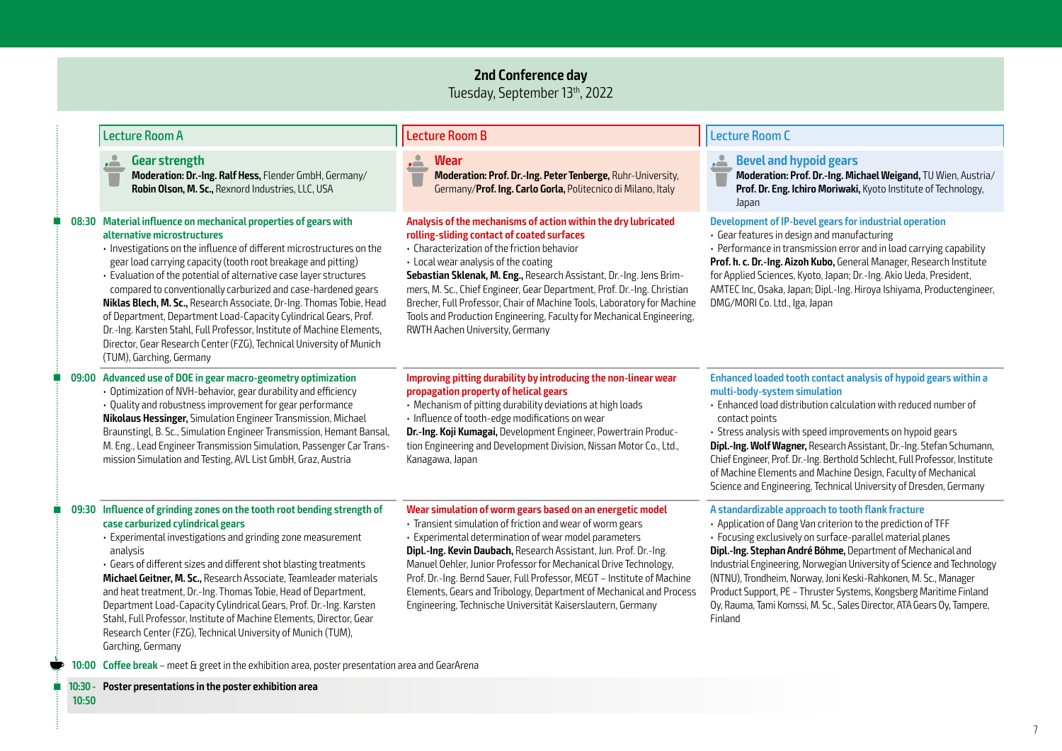## 2nd Conference day

Tuesday, September 13th, 2022

### Lecture Room A

**Gear strength**

**Moderation: Dr.-Ing. Ralf Hess,** Flender GmbH, Germany/ **Robin Olson, M. Sc.,** Rexnord Industries, LLC, USA

**08:30 Material influence on mechanical properties of gears with alternative microstructures**

- Investigations on the influence of different microstructures on the gear load carrying capacity (tooth root breakage and pitting)
- Evaluation of the potential of alternative case layer structures compared to conventionally carburized and case-hardened gears

**Niklas Blech, M. Sc.,** Research Associate, Dr.-Ing. Thomas Tobie, Head of Department, Department Load-Capacity Cylindrical Gears, Prof. Dr.-Ing. Karsten Stahl, Full Professor, Institute of Machine Elements, Director, Gear Research Center (FZG), Technical University of Munich (TUM), Garching, Germany

**09:00 Advanced use of DOE in gear macro-geometry optimization**

- Optimization of NVH-behavior, gear durability and efficiency
- Quality and robustness improvement for gear performance

**Nikolaus Hessinger,** Simulation Engineer Transmission, Michael Braunstingl, B. Sc., Simulation Engineer Transmission, Hemant Bansal, M. Eng., Lead Engineer Transmission Simulation, Passenger Car Transmission Simulation and Testing, AVL List GmbH, Graz, Austria

**09:30 Influence of grinding zones on the tooth root bending strength of case carburized cylindrical gears**

- Experimental investigations and grinding zone measurement analysis
- Gears of different sizes and different shot blasting treatments

**Michael Geitner, M. Sc.,** Research Associate, Teamleader materials and heat treatment, Dr.-Ing. Thomas Tobie, Head of Department, Department Load-Capacity Cylindrical Gears, Prof. Dr.-Ing. Karsten Stahl, Full Professor, Institute of Machine Elements, Director, Gear Research Center (FZG), Technical University of Munich (TUM), Garching, Germany

### Lecture Room B

**Wear**

**Moderation: Prof. Dr.-Ing. Peter Tenberge,** Ruhr-University, Germany/**Prof. Ing. Carlo Gorla,** Politecnico di Milano, Italy

**08:30 Analysis of the mechanisms of action within the dry lubricated rolling-sliding contact of coated surfaces**

- Characterization of the friction behavior
- Local wear analysis of the coating

**Sebastian Sklenak, M. Eng.,** Research Assistant, Dr.-Ing. Jens Brimmers, M. Sc., Chief Engineer, Gear Department, Prof. Dr.-Ing. Christian Brecher, Full Professor, Chair of Machine Tools, Laboratory for Machine Tools and Production Engineering, Faculty for Mechanical Engineering, RWTH Aachen University, Germany

**09:00 Improving pitting durability by introducing the non-linear wear propagation property of helical gears**

- Mechanism of pitting durability deviations at high loads
- Influence of tooth-edge modifications on wear

**Dr.-Ing. Koji Kumagai,** Development Engineer, Powertrain Production Engineering and Development Division, Nissan Motor Co., Ltd., Kanagawa, Japan

**09:30 Wear simulation of worm gears based on an energetic model**

- Transient simulation of friction and wear of worm gears
- Experimental determination of wear model parameters

**Dipl.-Ing. Kevin Daubach,** Research Assistant, Jun. Prof. Dr.-Ing. Manuel Oehler, Junior Professor for Mechanical Drive Technology, Prof. Dr.-Ing. Bernd Sauer, Full Professor, MEGT – Institute of Machine Elements, Gears and Tribology, Department of Mechanical and Process Engineering, Technische Universität Kaiserslautern, Germany

### Lecture Room C

**Bevel and hypoid gears**

**Moderation: Prof. Dr.-Ing. Michael Weigand,** TU Wien, Austria/ **Prof. Dr. Eng. Ichiro Moriwaki,** Kyoto Institute of Technology, Japan

**08:30 Development of IP-bevel gears for industrial operation**

- Gear features in design and manufacturing
- Performance in transmission error and in load carrying capability

**Prof. h. c. Dr.-Ing. Aizoh Kubo,** General Manager, Research Institute for Applied Sciences, Kyoto, Japan; Dr.-Ing. Akio Ueda, President, AMTEC Inc, Osaka, Japan; Dipl.-Ing. Hiroya Ishiyama, Productengineer, DMG/MORI Co. Ltd., Iga, Japan

**09:00 Enhanced loaded tooth contact analysis of hypoid gears within a multi-body-system simulation**

- Enhanced load distribution calculation with reduced number of contact points
- Stress analysis with speed improvements on hypoid gears

**Dipl.-Ing. Wolf Wagner,** Research Assistant, Dr.-Ing. Stefan Schumann, Chief Engineer, Prof. Dr.-Ing. Berthold Schlecht, Full Professor, Institute of Machine Elements and Machine Design, Faculty of Mechanical Science and Engineering, Technical University of Dresden, Germany

**09:30 A standardizable approach to tooth flank fracture**

- Application of Dang Van criterion to the prediction of TFF
- Focusing exclusively on surface-parallel material planes

**Dipl.-Ing. Stephan André Böhme,** Department of Mechanical and Industrial Engineering, Norwegian University of Science and Technology (NTNU), Trondheim, Norway, Joni Keski-Rahkonen, M. Sc., Manager Product Support, PE – Thruster Systems, Kongsberg Maritime Finland Oy, Rauma, Tami Komssi, M. Sc., Sales Director, ATA Gears Oy, Tampere, Finland

---

**10:00 Coffee break** – meet & greet in the exhibition area, poster presentation area and GearArena

**10:30 - 10:50 Poster presentations in the poster exhibition area**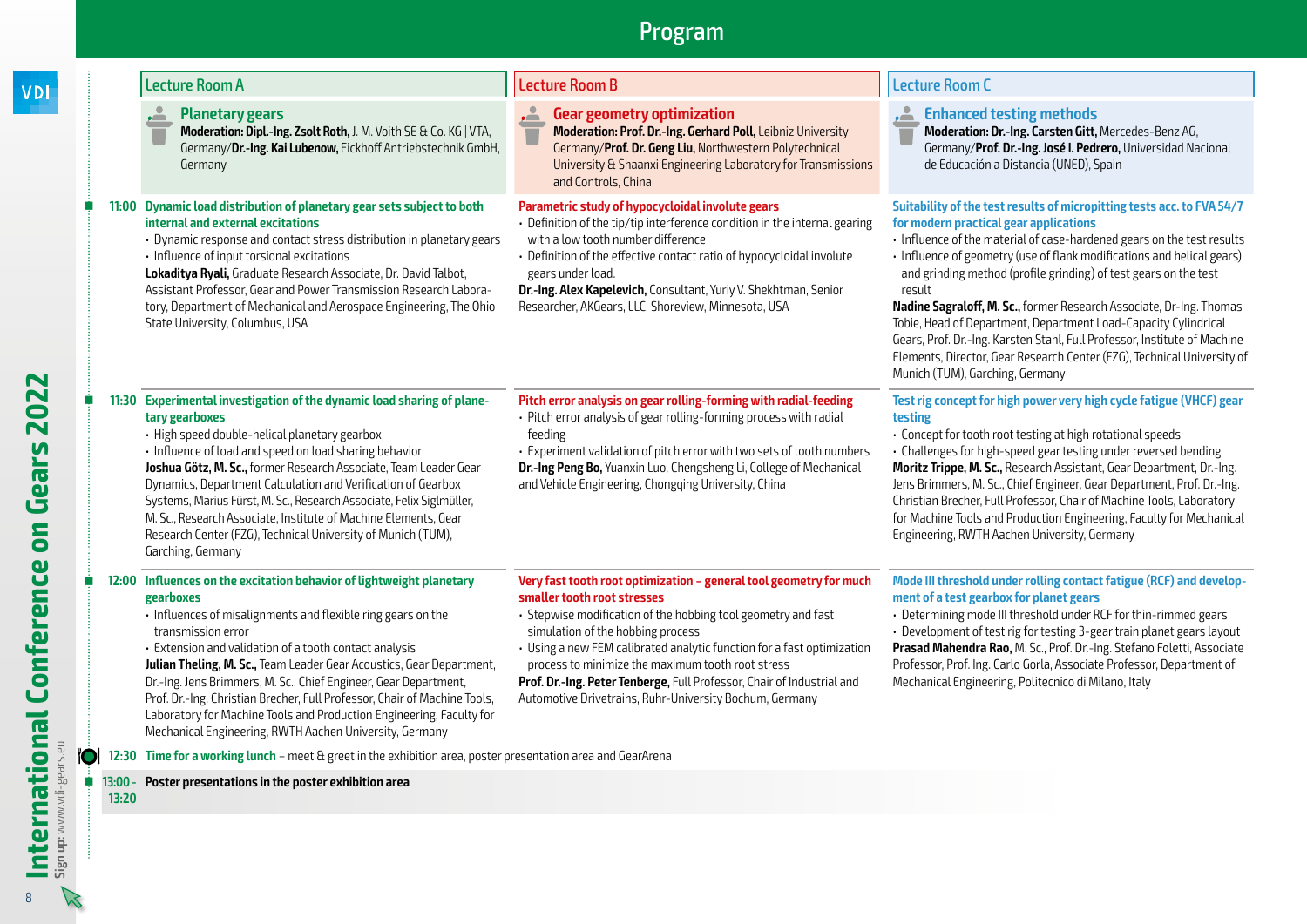# Program

## Lecture Room A

### Planetary gears

**Moderation: Dipl.-Ing. Zsolt Roth,** J. M. Voith SE & Co. KG | VTA, Germany/**Dr.-Ing. Kai Lubenow,** Eickhoff Antriebstechnik GmbH, Germany

**11:00 Dynamic load distribution of planetary gear sets subject to both internal and external excitations**

- Dynamic response and contact stress distribution in planetary gears
- Influence of input torsional excitations

**Lokaditya Ryali,** Graduate Research Associate, Dr. David Talbot, Assistant Professor, Gear and Power Transmission Research Laboratory, Department of Mechanical and Aerospace Engineering, The Ohio State University, Columbus, USA

**11:30 Experimental investigation of the dynamic load sharing of planetary gearboxes**

- High speed double-helical planetary gearbox
- Influence of load and speed on load sharing behavior

**Joshua Götz, M. Sc.,** former Research Associate, Team Leader Gear Dynamics, Department Calculation and Verification of Gearbox Systems, Marius Fürst, M. Sc., Research Associate, Felix Siglmüller, M. Sc., Research Associate, Institute of Machine Elements, Gear Research Center (FZG), Technical University of Munich (TUM), Garching, Germany

**12:00 Influences on the excitation behavior of lightweight planetary gearboxes**

- Influences of misalignments and flexible ring gears on the transmission error
- Extension and validation of a tooth contact analysis

**Julian Theling, M. Sc.,** Team Leader Gear Acoustics, Gear Department, Dr.-Ing. Jens Brimmers, M. Sc., Chief Engineer, Gear Department, Prof. Dr.-Ing. Christian Brecher, Full Professor, Chair of Machine Tools, Laboratory for Machine Tools and Production Engineering, Faculty for Mechanical Engineering, RWTH Aachen University, Germany

## Lecture Room B

### Gear geometry optimization

**Moderation: Prof. Dr.-Ing. Gerhard Poll,** Leibniz University Germany/**Prof. Dr. Geng Liu,** Northwestern Polytechnical University & Shaanxi Engineering Laboratory for Transmissions and Controls, China

**11:00 Parametric study of hypocycloidal involute gears**

- Definition of the tip/tip interference condition in the internal gearing with a low tooth number difference
- Definition of the effective contact ratio of hypocycloidal involute gears under load.

**Dr.-Ing. Alex Kapelevich,** Consultant, Yuriy V. Shekhtman, Senior Researcher, AKGears, LLC, Shoreview, Minnesota, USA

**11:30 Pitch error analysis on gear rolling-forming with radial-feeding**

- Pitch error analysis of gear rolling-forming process with radial feeding
- Experiment validation of pitch error with two sets of tooth numbers

**Dr.-Ing Peng Bo,** Yuanxin Luo, Chengsheng Li, College of Mechanical and Vehicle Engineering, Chongqing University, China

**12:00 Very fast tooth root optimization – general tool geometry for much smaller tooth root stresses**

- Stepwise modification of the hobbing tool geometry and fast simulation of the hobbing process
- Using a new FEM calibrated analytic function for a fast optimization process to minimize the maximum tooth root stress

**Prof. Dr.-Ing. Peter Tenberge,** Full Professor, Chair of Industrial and Automotive Drivetrains, Ruhr-University Bochum, Germany

## Lecture Room C

### Enhanced testing methods

**Moderation: Dr.-Ing. Carsten Gitt,** Mercedes-Benz AG, Germany/**Prof. Dr.-Ing. José I. Pedrero,** Universidad Nacional de Educación a Distancia (UNED), Spain

**11:00 Suitability of the test results of micropitting tests acc. to FVA 54/7 for modern practical gear applications**

- Influence of the material of case-hardened gears on the test results
- Influence of geometry (use of flank modifications and helical gears) and grinding method (profile grinding) of test gears on the test result

**Nadine Sagraloff, M. Sc.,** former Research Associate, Dr-Ing. Thomas Tobie, Head of Department, Department Load-Capacity Cylindrical Gears, Prof. Dr.-Ing. Karsten Stahl, Full Professor, Institute of Machine Elements, Director, Gear Research Center (FZG), Technical University of Munich (TUM), Garching, Germany

**11:30 Test rig concept for high power very high cycle fatigue (VHCF) gear testing**

- Concept for tooth root testing at high rotational speeds
- Challenges for high-speed gear testing under reversed bending

**Moritz Trippe, M. Sc.,** Research Assistant, Gear Department, Dr.-Ing. Jens Brimmers, M. Sc., Chief Engineer, Gear Department, Prof. Dr.-Ing. Christian Brecher, Full Professor, Chair of Machine Tools, Laboratory for Machine Tools and Production Engineering, Faculty for Mechanical Engineering, RWTH Aachen University, Germany

**12:00 Mode III threshold under rolling contact fatigue (RCF) and development of a test gearbox for planet gears**

- Determining mode III threshold under RCF for thin-rimmed gears
- Development of test rig for testing 3-gear train planet gears layout

**Prasad Mahendra Rao,** M. Sc., Prof. Dr.-Ing. Stefano Foletti, Associate Professor, Prof. Ing. Carlo Gorla, Associate Professor, Department of Mechanical Engineering, Politecnico di Milano, Italy

---

**12:30 Time for a working lunch** – meet & greet in the exhibition area, poster presentation area and GearArena

**13:00 - 13:20 Poster presentations in the poster exhibition area**

International Conference on Gears 2022

**Sign up:** www.vdi-gears.eu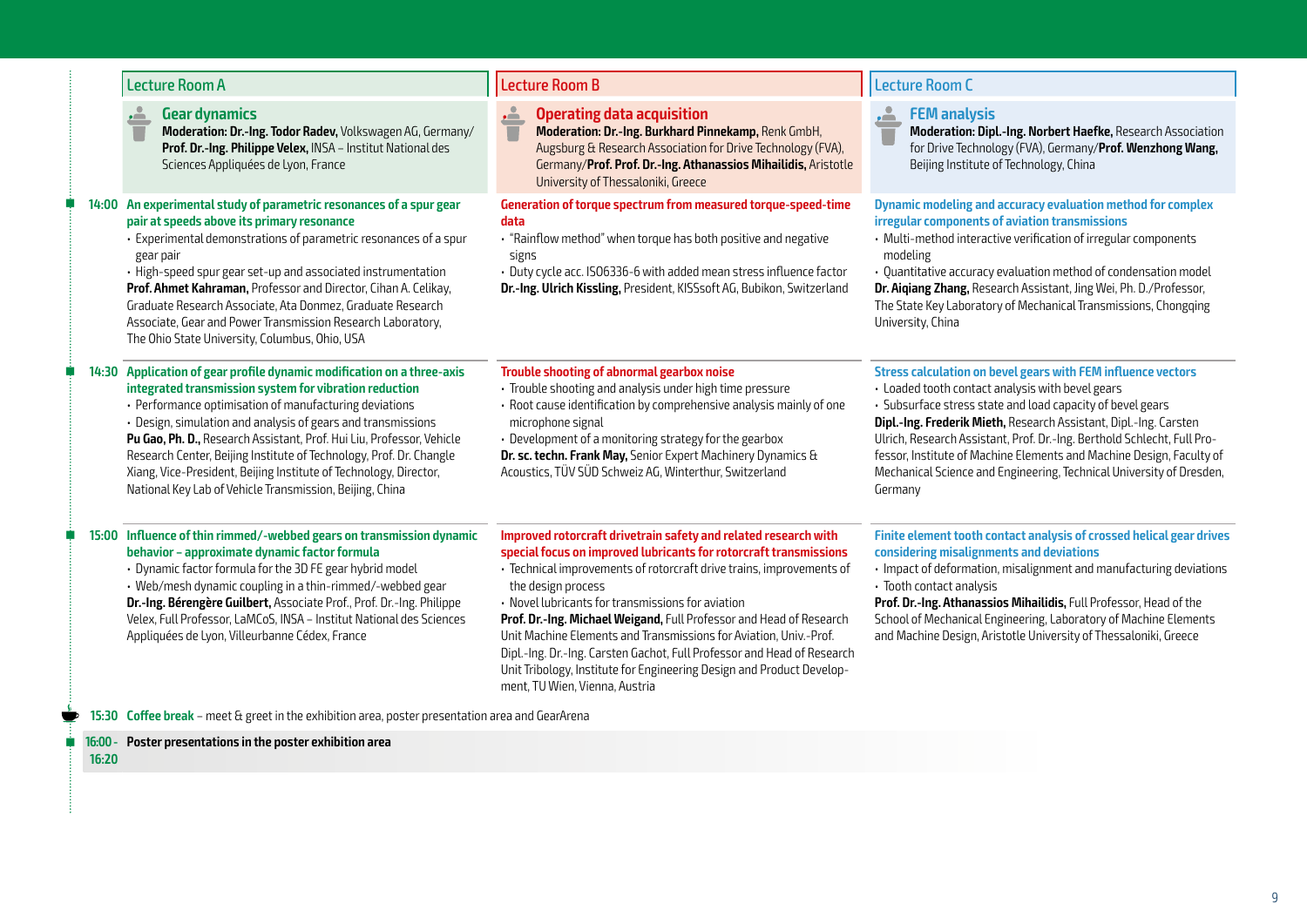## Lecture Room A

### Gear dynamics

**Moderation: Dr.-Ing. Todor Radev,** Volkswagen AG, Germany/ **Prof. Dr.-Ing. Philippe Velex,** INSA – Institut National des Sciences Appliquées de Lyon, France

**14:00 An experimental study of parametric resonances of a spur gear pair at speeds above its primary resonance**

- Experimental demonstrations of parametric resonances of a spur gear pair
- High-speed spur gear set-up and associated instrumentation

**Prof. Ahmet Kahraman,** Professor and Director, Cihan A. Celikay, Graduate Research Associate, Ata Donmez, Graduate Research Associate, Gear and Power Transmission Research Laboratory, The Ohio State University, Columbus, Ohio, USA

**14:30 Application of gear profile dynamic modification on a three-axis integrated transmission system for vibration reduction**

- Performance optimisation of manufacturing deviations
- Design, simulation and analysis of gears and transmissions

**Pu Gao, Ph. D.,** Research Assistant, Prof. Hui Liu, Professor, Vehicle Research Center, Beijing Institute of Technology, Prof. Dr. Changle Xiang, Vice-President, Beijing Institute of Technology, Director, National Key Lab of Vehicle Transmission, Beijing, China

**15:00 Influence of thin rimmed/-webbed gears on transmission dynamic behavior – approximate dynamic factor formula**

- Dynamic factor formula for the 3D FE gear hybrid model
- Web/mesh dynamic coupling in a thin-rimmed/-webbed gear

**Dr.-Ing. Bérengère Guilbert,** Associate Prof., Prof. Dr.-Ing. Philippe Velex, Full Professor, LaMCoS, INSA – Institut National des Sciences Appliquées de Lyon, Villeurbanne Cédex, France

## Lecture Room B

### Operating data acquisition

**Moderation: Dr.-Ing. Burkhard Pinnekamp,** Renk GmbH, Augsburg & Research Association for Drive Technology (FVA), Germany/**Prof. Prof. Dr.-Ing. Athanassios Mihailidis,** Aristotle University of Thessaloniki, Greece

**14:00 Generation of torque spectrum from measured torque-speed-time data**

- "Rainflow method" when torque has both positive and negative signs
- Duty cycle acc. ISO6336-6 with added mean stress influence factor

**Dr.-Ing. Ulrich Kissling,** President, KISSsoft AG, Bubikon, Switzerland

**14:30 Trouble shooting of abnormal gearbox noise**

- Trouble shooting and analysis under high time pressure
- Root cause identification by comprehensive analysis mainly of one microphone signal
- Development of a monitoring strategy for the gearbox

**Dr. sc. techn. Frank May,** Senior Expert Machinery Dynamics & Acoustics, TÜV SÜD Schweiz AG, Winterthur, Switzerland

**15:00 Improved rotorcraft drivetrain safety and related research with special focus on improved lubricants for rotorcraft transmissions**

- Technical improvements of rotorcraft drive trains, improvements of the design process
- Novel lubricants for transmissions for aviation

**Prof. Dr.-Ing. Michael Weigand,** Full Professor and Head of Research Unit Machine Elements and Transmissions for Aviation, Univ.-Prof. Dipl.-Ing. Dr.-Ing. Carsten Gachot, Full Professor and Head of Research Unit Tribology, Institute for Engineering Design and Product Development, TU Wien, Vienna, Austria

## Lecture Room C

### FEM analysis

**Moderation: Dipl.-Ing. Norbert Haefke,** Research Association for Drive Technology (FVA), Germany/**Prof. Wenzhong Wang,** Beijing Institute of Technology, China

**14:00 Dynamic modeling and accuracy evaluation method for complex irregular components of aviation transmissions**

- Multi-method interactive verification of irregular components modeling
- Quantitative accuracy evaluation method of condensation model

**Dr. Aiqiang Zhang,** Research Assistant, Jing Wei, Ph. D./Professor, The State Key Laboratory of Mechanical Transmissions, Chongqing University, China

**14:30 Stress calculation on bevel gears with FEM influence vectors**

- Loaded tooth contact analysis with bevel gears
- Subsurface stress state and load capacity of bevel gears

**Dipl.-Ing. Frederik Mieth,** Research Assistant, Dipl.-Ing. Carsten Ulrich, Research Assistant, Prof. Dr.-Ing. Berthold Schlecht, Full Professor, Institute of Machine Elements and Machine Design, Faculty of Mechanical Science and Engineering, Technical University of Dresden, Germany

**15:00 Finite element tooth contact analysis of crossed helical gear drives considering misalignments and deviations**

- Impact of deformation, misalignment and manufacturing deviations
- Tooth contact analysis

**Prof. Dr.-Ing. Athanassios Mihailidis,** Full Professor, Head of the School of Mechanical Engineering, Laboratory of Machine Elements and Machine Design, Aristotle University of Thessaloniki, Greece

---

**15:30 Coffee break** – meet & greet in the exhibition area, poster presentation area and GearArena

**16:00 - 16:20 Poster presentations in the poster exhibition area**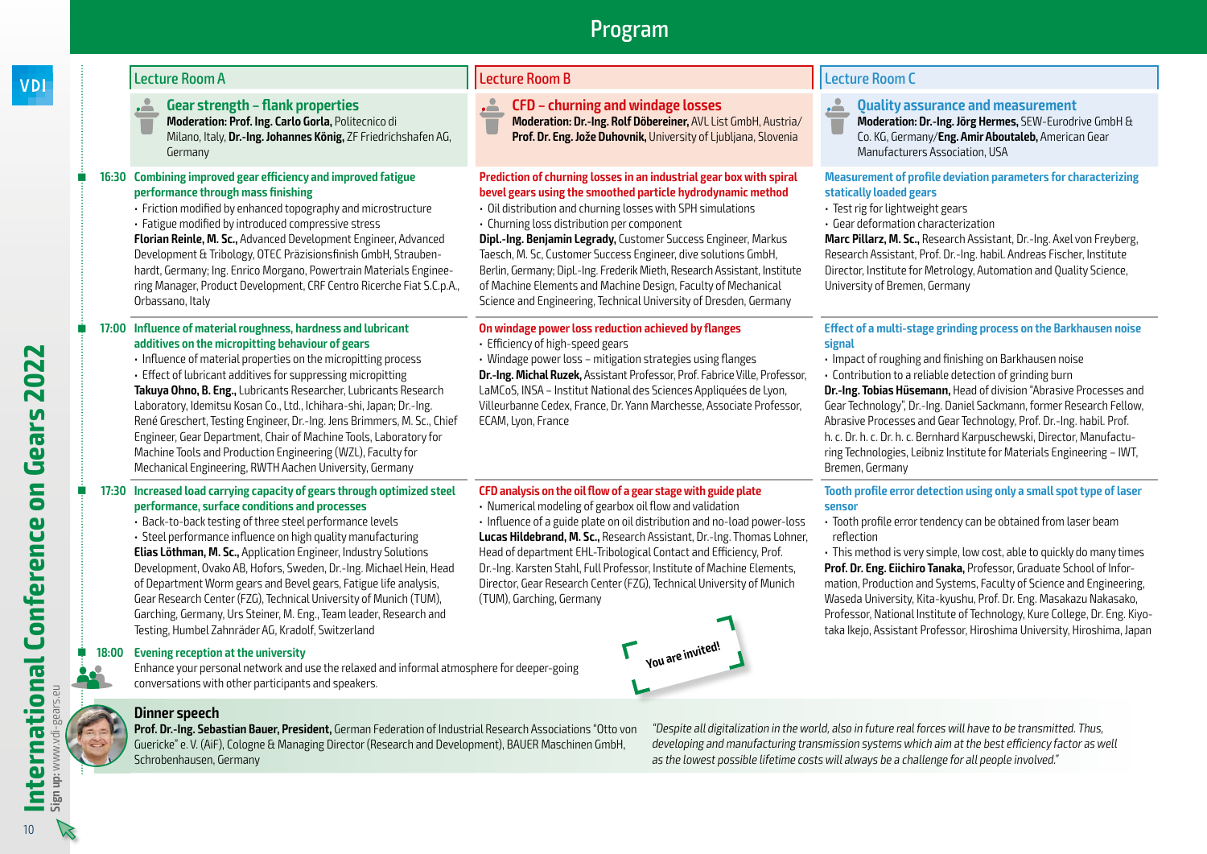# Program

## Lecture Room A

### Gear strength – flank properties

**Moderation: Prof. Ing. Carlo Gorla,** Politecnico di Milano, Italy, **Dr.-Ing. Johannes König,** ZF Friedrichshafen AG, Germany

**16:30 Combining improved gear efficiency and improved fatigue performance through mass finishing**

- Friction modified by enhanced topography and microstructure
- Fatigue modified by introduced compressive stress

**Florian Reinle, M. Sc.,** Advanced Development Engineer, Advanced Development & Tribology, OTEC Präzisionsfinish GmbH, Straubenhardt, Germany; Ing. Enrico Morgano, Powertrain Materials Engineering Manager, Product Development, CRF Centro Ricerche Fiat S.C.p.A., Orbassano, Italy

**17:00 Influence of material roughness, hardness and lubricant additives on the micropitting behaviour of gears**

- Influence of material properties on the micropitting process
- Effect of lubricant additives for suppressing micropitting

**Takuya Ohno, B. Eng.,** Lubricants Researcher, Lubricants Research Laboratory, Idemitsu Kosan Co., Ltd., Ichihara-shi, Japan; Dr.-Ing. René Greschert, Testing Engineer, Dr.-Ing. Jens Brimmers, M. Sc., Chief Engineer, Gear Department, Chair of Machine Tools, Laboratory for Machine Tools and Production Engineering (WZL), Faculty for Mechanical Engineering, RWTH Aachen University, Germany

**17:30 Increased load carrying capacity of gears through optimized steel performance, surface conditions and processes**

- Back-to-back testing of three steel performance levels
- Steel performance influence on high quality manufacturing

**Elias Löthman, M. Sc.,** Application Engineer, Industry Solutions Development, Ovako AB, Hofors, Sweden, Dr.-Ing. Michael Hein, Head of Department Worm gears and Bevel gears, Fatigue life analysis, Gear Research Center (FZG), Technical University of Munich (TUM), Garching, Germany, Urs Steiner, M. Eng., Team leader, Research and Testing, Humbel Zahnräder AG, Kradolf, Switzerland

## Lecture Room B

### CFD – churning and windage losses

**Moderation: Dr.-Ing. Rolf Döbereiner,** AVL List GmbH, Austria/ **Prof. Dr. Eng. Jože Duhovnik,** University of Ljubljana, Slovenia

**16:30 Prediction of churning losses in an industrial gear box with spiral bevel gears using the smoothed particle hydrodynamic method**

- Oil distribution and churning losses with SPH simulations
- Churning loss distribution per component

**Dipl.-Ing. Benjamin Legrady,** Customer Success Engineer, Markus Taesch, M. Sc, Customer Success Engineer, dive solutions GmbH, Berlin, Germany; Dipl.-Ing. Frederik Mieth, Research Assistant, Institute of Machine Elements and Machine Design, Faculty of Mechanical Science and Engineering, Technical University of Dresden, Germany

**17:00 On windage power loss reduction achieved by flanges**

- Efficiency of high-speed gears
- Windage power loss – mitigation strategies using flanges

**Dr.-Ing. Michal Ruzek,** Assistant Professor, Prof. Fabrice Ville, Professor, LaMCoS, INSA – Institut National des Sciences Appliquées de Lyon, Villeurbanne Cedex, France, Dr. Yann Marchesse, Associate Professor, ECAM, Lyon, France

**17:30 CFD analysis on the oil flow of a gear stage with guide plate**

- Numerical modeling of gearbox oil flow and validation
- Influence of a guide plate on oil distribution and no-load power-loss

**Lucas Hildebrand, M. Sc.,** Research Assistant, Dr.-Ing. Thomas Lohner, Head of department EHL-Tribological Contact and Efficiency, Prof. Dr.-Ing. Karsten Stahl, Full Professor, Institute of Machine Elements, Director, Gear Research Center (FZG), Technical University of Munich (TUM), Garching, Germany

## Lecture Room C

### Quality assurance and measurement

**Moderation: Dr.-Ing. Jörg Hermes,** SEW-Eurodrive GmbH & Co. KG, Germany/**Eng. Amir Aboutaleb,** American Gear Manufacturers Association, USA

**16:30 Measurement of profile deviation parameters for characterizing statically loaded gears**

- Test rig for lightweight gears
- Gear deformation characterization

**Marc Pillarz, M. Sc.,** Research Assistant, Dr.-Ing. Axel von Freyberg, Research Assistant, Prof. Dr.-Ing. habil. Andreas Fischer, Institute Director, Institute for Metrology, Automation and Quality Science, University of Bremen, Germany

**17:00 Effect of a multi-stage grinding process on the Barkhausen noise signal**

- Impact of roughing and finishing on Barkhausen noise
- Contribution to a reliable detection of grinding burn

**Dr.-Ing. Tobias Hüsemann,** Head of division "Abrasive Processes and Gear Technology", Dr.-Ing. Daniel Sackmann, former Research Fellow, Abrasive Processes and Gear Technology, Prof. Dr.-Ing. habil. Prof. h. c. Dr. h. c. Dr. h. c. Bernhard Karpuschewski, Director, Manufacturing Technologies, Leibniz Institute for Materials Engineering – IWT, Bremen, Germany

**17:30 Tooth profile error detection using only a small spot type of laser sensor**

- Tooth profile error tendency can be obtained from laser beam reflection
- This method is very simple, low cost, able to quickly do many times

**Prof. Dr. Eng. Eiichiro Tanaka,** Professor, Graduate School of Information, Production and Systems, Faculty of Science and Engineering, Waseda University, Kita-kyushu, Prof. Dr. Eng. Masakazu Nakasako, Professor, National Institute of Technology, Kure College, Dr. Eng. Kiyotaka Ikejo, Assistant Professor, Hiroshima University, Hiroshima, Japan

---

**18:00 Evening reception at the university**

Enhance your personal network and use the relaxed and informal atmosphere for deeper-going conversations with other participants and speakers.

You are invited!

### Dinner speech

**Prof. Dr.-Ing. Sebastian Bauer, President,** German Federation of Industrial Research Associations "Otto von Guericke" e. V. (AiF), Cologne & Managing Director (Research and Development), BAUER Maschinen GmbH, Schrobenhausen, Germany

*"Despite all digitalization in the world, also in future real forces will have to be transmitted. Thus, developing and manufacturing transmission systems which aim at the best efficiency factor as well as the lowest possible lifetime costs will always be a challenge for all people involved."*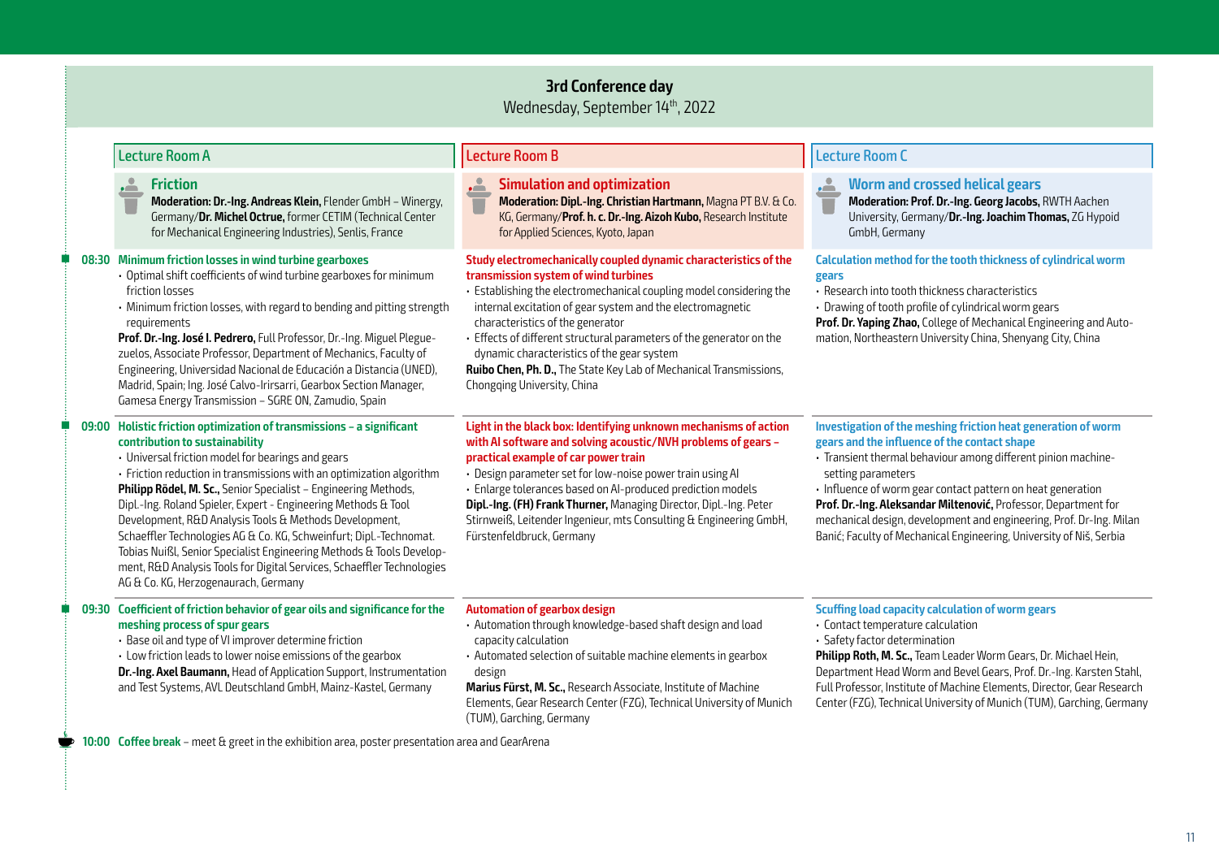# 3rd Conference day

Wednesday, September 14th, 2022

## Lecture Room A

### Friction

**Moderation: Dr.-Ing. Andreas Klein,** Flender GmbH – Winergy, Germany/**Dr. Michel Octrue,** former CETIM (Technical Center for Mechanical Engineering Industries), Senlis, France

**08:30 Minimum friction losses in wind turbine gearboxes**

- Optimal shift coefficients of wind turbine gearboxes for minimum friction losses
- Minimum friction losses, with regard to bending and pitting strength requirements

**Prof. Dr.-Ing. José I. Pedrero,** Full Professor, Dr.-Ing. Miguel Pleguezuelos, Associate Professor, Department of Mechanics, Faculty of Engineering, Universidad Nacional de Educación a Distancia (UNED), Madrid, Spain; Ing. José Calvo-Irirsarri, Gearbox Section Manager, Gamesa Energy Transmission – SGRE ON, Zamudio, Spain

**09:00 Holistic friction optimization of transmissions – a significant contribution to sustainability**

- Universal friction model for bearings and gears
- Friction reduction in transmissions with an optimization algorithm

**Philipp Rödel, M. Sc.,** Senior Specialist – Engineering Methods, Dipl.-Ing. Roland Spieler, Expert - Engineering Methods & Tool Development, R&D Analysis Tools & Methods Development, Schaeffler Technologies AG & Co. KG, Schweinfurt; Dipl.-Technomat. Tobias Nuißl, Senior Specialist Engineering Methods & Tools Development, R&D Analysis Tools for Digital Services, Schaeffler Technologies AG & Co. KG, Herzogenaurach, Germany

**09:30 Coefficient of friction behavior of gear oils and significance for the meshing process of spur gears**

- Base oil and type of VI improver determine friction
- Low friction leads to lower noise emissions of the gearbox

**Dr.-Ing. Axel Baumann,** Head of Application Support, Instrumentation and Test Systems, AVL Deutschland GmbH, Mainz-Kastel, Germany

## Lecture Room B

### Simulation and optimization

**Moderation: Dipl.-Ing. Christian Hartmann,** Magna PT B.V. & Co. KG, Germany/**Prof. h. c. Dr.-Ing. Aizoh Kubo,** Research Institute for Applied Sciences, Kyoto, Japan

**08:30 Study electromechanically coupled dynamic characteristics of the transmission system of wind turbines**

- Establishing the electromechanical coupling model considering the internal excitation of gear system and the electromagnetic characteristics of the generator
- Effects of different structural parameters of the generator on the dynamic characteristics of the gear system

**Ruibo Chen, Ph. D.,** The State Key Lab of Mechanical Transmissions, Chongqing University, China

**09:00 Light in the black box: Identifying unknown mechanisms of action with AI software and solving acoustic/NVH problems of gears – practical example of car power train**

- Design parameter set for low-noise power train using AI
- Enlarge tolerances based on AI-produced prediction models

**Dipl.-Ing. (FH) Frank Thurner,** Managing Director, Dipl.-Ing. Peter Stirnweiß, Leitender Ingenieur, mts Consulting & Engineering GmbH, Fürstenfeldbruck, Germany

**09:30 Automation of gearbox design**

- Automation through knowledge-based shaft design and load capacity calculation
- Automated selection of suitable machine elements in gearbox design

**Marius Fürst, M. Sc.,** Research Associate, Institute of Machine Elements, Gear Research Center (FZG), Technical University of Munich (TUM), Garching, Germany

## Lecture Room C

### Worm and crossed helical gears

**Moderation: Prof. Dr.-Ing. Georg Jacobs,** RWTH Aachen University, Germany/**Dr.-Ing. Joachim Thomas,** ZG Hypoid GmbH, Germany

**08:30 Calculation method for the tooth thickness of cylindrical worm gears**

- Research into tooth thickness characteristics
- Drawing of tooth profile of cylindrical worm gears

**Prof. Dr. Yaping Zhao,** College of Mechanical Engineering and Automation, Northeastern University China, Shenyang City, China

**09:00 Investigation of the meshing friction heat generation of worm gears and the influence of the contact shape**

- Transient thermal behaviour among different pinion machine-setting parameters
- Influence of worm gear contact pattern on heat generation

**Prof. Dr.-Ing. Aleksandar Miltenović,** Professor, Department for mechanical design, development and engineering, Prof. Dr-Ing. Milan Banić; Faculty of Mechanical Engineering, University of Niš, Serbia

**09:30 Scuffing load capacity calculation of worm gears**

- Contact temperature calculation
- Safety factor determination

**Philipp Roth, M. Sc.,** Team Leader Worm Gears, Dr. Michael Hein, Department Head Worm and Bevel Gears, Prof. Dr.-Ing. Karsten Stahl, Full Professor, Institute of Machine Elements, Director, Gear Research Center (FZG), Technical University of Munich (TUM), Garching, Germany

**10:00 Coffee break** – meet & greet in the exhibition area, poster presentation area and GearArena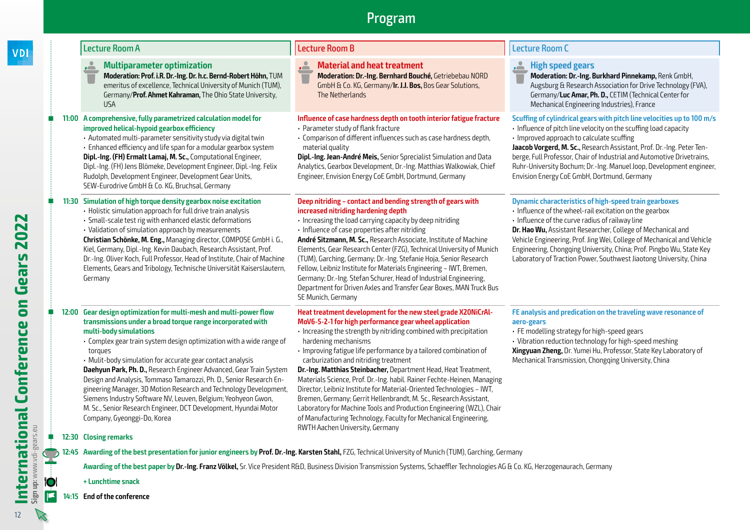# Program

## Lecture Room A

### Multiparameter optimization

**Moderation: Prof. i.R. Dr.-Ing. Dr. h.c. Bernd-Robert Höhn,** TUM emeritus of excellence, Technical University of Munich (TUM), Germany/**Prof. Ahmet Kahraman,** The Ohio State University, USA

**11:00 A comprehensive, fully parametrized calculation model for improved helical-hypoid gearbox efficiency**

- Automated multi-parameter sensitivity study via digital twin
- Enhanced efficiency and life span for a modular gearbox system

**Dipl.-Ing. (FH) Ermalt Lamaj, M. Sc.,** Computational Engineer, Dipl.-Ing. (FH) Jens Blömeke, Development Engineer, Dipl.-Ing. Felix Rudolph, Development Engineer, Development Gear Units, SEW-Eurodrive GmbH & Co. KG, Bruchsal, Germany

**11:30 Simulation of high torque density gearbox noise excitation**

- Holistic simulation approach for full drive train analysis
- Small-scale test rig with enhanced elastic deformations
- Validation of simulation approach by measurements

**Christian Schönke, M. Eng.,** Managing director, COMPOSE GmbH i. G., Kiel, Germany, Dipl.-Ing. Kevin Daubach, Research Assistant, Prof. Dr.-Ing. Oliver Koch, Full Professor, Head of Institute, Chair of Machine Elements, Gears and Tribology, Technische Universität Kaiserslautern, Germany

**12:00 Gear design optimization for multi-mesh and multi-power flow transmissions under a broad torque range incorporated with multi-body simulations**

- Complex gear train system design optimization with a wide range of torques
- Mulit-body simulation for accurate gear contact analysis

**Daehyun Park, Ph. D.,** Research Engineer Advanced, Gear Train System Design and Analysis, Tommaso Tamarozzi, Ph. D., Senior Research Engineering Manager, 3D Motion Research and Technology Development, Siemens Industry Software NV, Leuven, Belgium; Yeohyeon Gwon, M. Sc., Senior Research Engineer, DCT Development, Hyundai Motor Company, Gyeonggi-Do, Korea

## Lecture Room B

### Material and heat treatment

**Moderation: Dr.-Ing. Bernhard Bouché,** Getriebebau NORD GmbH & Co. KG, Germany/**Ir. J.J. Bos,** Bos Gear Solutions, The Netherlands

**11:00 Influence of case hardness depth on tooth interior fatigue fracture**

- Parameter study of flank fracture
- Comparison of different influences such as case hardness depth, material quality

**Dipl.-Ing. Jean-André Meis,** Senior Sprecialist Simulation and Data Analytics, Gearbox Development, Dr.-Ing. Matthias Walkowiak, Chief Engineer, Envision Energy CoE GmbH, Dortmund, Germany

**11:30 Deep nitriding – contact and bending strength of gears with increased nitriding hardening depth**

- Increasing the load carrying capacity by deep nitriding
- Influence of case properties after nitriding

**André Sitzmann, M. Sc.,** Research Associate, Institute of Machine Elements, Gear Research Center (FZG), Technical University of Munich (TUM), Garching, Germany; Dr.-Ing. Stefanie Hoja, Senior Research Fellow, Leibniz Institute for Materials Engineering – IWT, Bremen, Germany; Dr.-Ing. Stefan Schurer, Head of Industrial Engineering, Department for Driven Axles and Transfer Gear Boxes, MAN Truck Bus SE Munich, Germany

**12:00 Heat treatment development for the new steel grade X20NiCrAl-MoV6-5-2-1 for high performance gear wheel application**

- Increasing the strength by nitriding combined with precipitation hardening mechanisms
- Improving fatigue life performance by a tailored combination of carburization and nitriding treatment

**Dr.-Ing. Matthias Steinbacher,** Department Head, Heat Treatment, Materials Science, Prof. Dr.-Ing. habil. Rainer Fechte-Heinen, Managing Director, Leibniz Institute for Material-Oriented Technologies – IWT, Bremen, Germany; Gerrit Hellenbrandt, M. Sc., Research Assistant, Laboratory for Machine Tools and Production Engineering (WZL), Chair of Manufacturing Technology, Faculty for Mechanical Engineering, RWTH Aachen University, Germany

## Lecture Room C

### High speed gears

**Moderation: Dr.-Ing. Burkhard Pinnekamp,** Renk GmbH, Augsburg & Research Association for Drive Technology (FVA), Germany/**Luc Amar, Ph. D.,** CETIM (Technical Center for Mechanical Engineering Industries), France

**11:00 Scuffing of cylindrical gears with pitch line velocities up to 100 m/s**

- Influence of pitch line velocity on the scuffing load capacity
- Improved approach to calculate scuffing

**Jaacob Vorgerd, M. Sc.,** Research Assistant, Prof. Dr.-Ing. Peter Tenberge, Full Professor, Chair of Industrial and Automotive Drivetrains, Ruhr-University Bochum; Dr.-Ing. Manuel Joop, Development engineer, Envision Energy CoE GmbH, Dortmund, Germany

**11:30 Dynamic characteristics of high-speed train gearboxes**

- Influence of the wheel-rail excitation on the gearbox
- Influence of the curve radius of railway line

**Dr. Hao Wu,** Assistant Researcher, College of Mechanical and Vehicle Engineering, Prof. Jing Wei, College of Mechanical and Vehicle Engineering, Chongqing University, China; Prof. Pingbo Wu, State Key Laboratory of Traction Power, Southwest Jiaotong University, China

**12:00 FE analysis and predication on the traveling wave resonance of aero-gears**

- FE modelling strategy for high-speed gears
- Vibration reduction technology for high-speed meshing

**Xingyuan Zheng,** Dr. Yumei Hu, Professor, State Key Laboratory of Mechanical Transmission, Chongqing University, China

---

**12:30 Closing remarks**

**12:45 Awarding of the best presentation for junior engineers by Prof. Dr.-Ing. Karsten Stahl,** FZG, Technical University of Munich (TUM), Garching, Germany

**Awarding of the best paper by Dr.-Ing. Franz Völkel,** Sr. Vice President R&D, Business Division Transmission Systems, Schaeffler Technologies AG & Co. KG, Herzogenaurach, Germany

**+ Lunchtime snack**

**14:15 End of the conference**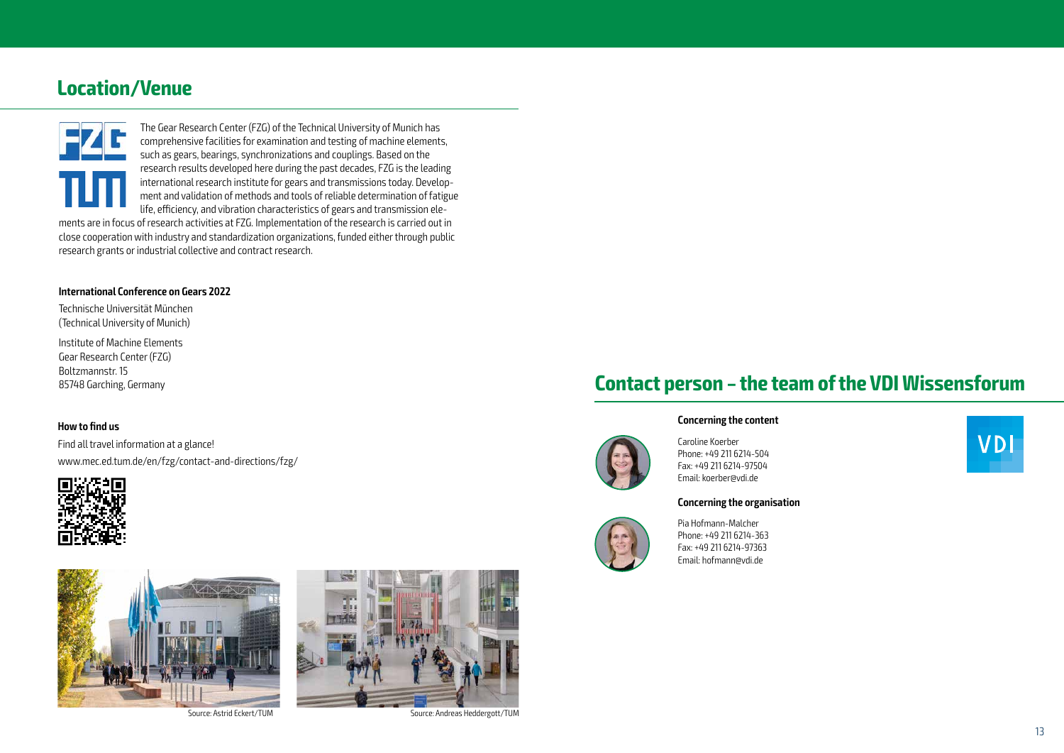## Location/Venue

The Gear Research Center (FZG) of the Technical University of Munich has comprehensive facilities for examination and testing of machine elements, such as gears, bearings, synchronizations and couplings. Based on the research results developed here during the past decades, FZG is the leading international research institute for gears and transmissions today. Development and validation of methods and tools of reliable determination of fatigue life, efficiency, and vibration characteristics of gears and transmission elements are in focus of research activities at FZG. Implementation of the research is carried out in close cooperation with industry and standardization organizations, funded either through public research grants or industrial collective and contract research.

**International Conference on Gears 2022**

Technische Universität München
(Technical University of Munich)

Institute of Machine Elements
Gear Research Center (FZG)
Boltzmannstr. 15
85748 Garching, Germany

**How to find us**

Find all travel information at a glance!
www.mec.ed.tum.de/en/fzg/contact-and-directions/fzg/

Source: Astrid Eckert/TUM

Source: Andreas Heddergott/TUM

## Contact person – the team of the VDI Wissensforum

**Concerning the content**

Caroline Koerber
Phone: +49 211 6214-504
Fax: +49 211 6214-97504
Email: koerber@vdi.de

**Concerning the organisation**

Pia Hofmann-Malcher
Phone: +49 211 6214-363
Fax: +49 211 6214-97363
Email: hofmann@vdi.de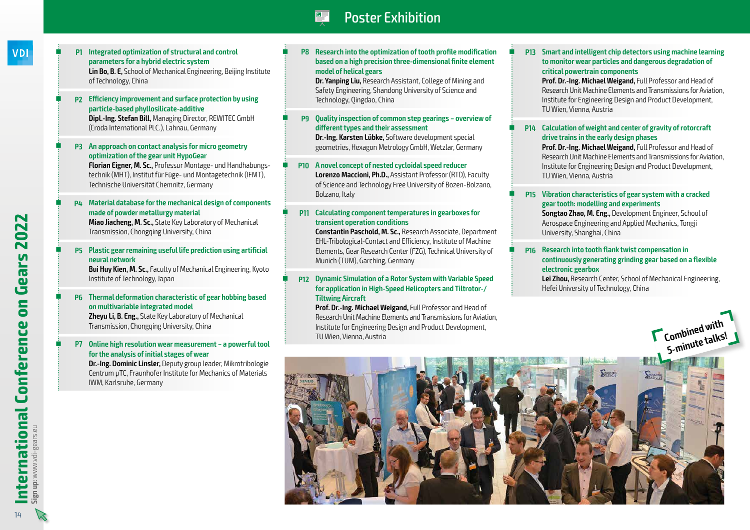# Poster Exhibition

**P1 Integrated optimization of structural and control parameters for a hybrid electric system**
**Lin Bo, B. E,** School of Mechanical Engineering, Beijing Institute of Technology, China

**P2 Efficiency improvement and surface protection by using particle-based phyllosilicate-additive**
**Dipl.-Ing. Stefan Bill,** Managing Director, REWITEC GmbH (Croda International PLC.), Lahnau, Germany

**P3 An approach on contact analysis for micro geometry optimization of the gear unit HypoGear**
**Florian Eigner, M. Sc.,** Professur Montage- und Handhabungstechnik (MHT), Institut für Füge- und Montagetechnik (IFMT), Technische Universität Chemnitz, Germany

**P4 Material database for the mechanical design of components made of powder metallurgy material**
**Miao Jiacheng, M. Sc.,** State Key Laboratory of Mechanical Transmission, Chongqing University, China

**P5 Plastic gear remaining useful life prediction using artificial neural network**
**Bui Huy Kien, M. Sc.,** Faculty of Mechanical Engineering, Kyoto Institute of Technology, Japan

**P6 Thermal deformation characteristic of gear hobbing based on multivariable integrated model**
**Zheyu Li, B. Eng.,** State Key Laboratory of Mechanical Transmission, Chongqing University, China

**P7 Online high resolution wear measurement – a powerful tool for the analysis of initial stages of wear**
**Dr.-Ing. Dominic Linsler,** Deputy group leader, Mikrotribologie Centrum μTC, Fraunhofer Institute for Mechanics of Materials IWM, Karlsruhe, Germany

**P8 Research into the optimization of tooth profile modification based on a high precision three-dimensional finite element model of helical gears**
**Dr. Yanping Liu,** Research Assistant, College of Mining and Safety Engineering, Shandong University of Science and Technology, Qingdao, China

**P9 Quality inspection of common step gearings – overview of different types and their assessment**
**Dr.-Ing. Karsten Lübke,** Software development special geometries, Hexagon Metrology GmbH, Wetzlar, Germany

**P10 A novel concept of nested cycloidal speed reducer**
**Lorenzo Maccioni, Ph.D.,** Assistant Professor (RTD), Faculty of Science and Technology Free University of Bozen-Bolzano, Bolzano, Italy

**P11 Calculating component temperatures in gearboxes for transient operation conditions**
**Constantin Paschold, M. Sc.,** Research Associate, Department EHL-Tribological-Contact and Efficiency, Institute of Machine Elements, Gear Research Center (FZG), Technical University of Munich (TUM), Garching, Germany

**P12 Dynamic Simulation of a Rotor System with Variable Speed for application in High-Speed Helicopters and Tiltrotor-/Tiltwing Aircraft**
**Prof. Dr.-Ing. Michael Weigand,** Full Professor and Head of Research Unit Machine Elements and Transmissions for Aviation, Institute for Engineering Design and Product Development, TU Wien, Vienna, Austria

**P13 Smart and intelligent chip detectors using machine learning to monitor wear particles and dangerous degradation of critical powertrain components**
**Prof. Dr.-Ing. Michael Weigand,** Full Professor and Head of Research Unit Machine Elements and Transmissions for Aviation, Institute for Engineering Design and Product Development, TU Wien, Vienna, Austria

**P14 Calculation of weight and center of gravity of rotorcraft drive trains in the early design phases**
**Prof. Dr.-Ing. Michael Weigand,** Full Professor and Head of Research Unit Machine Elements and Transmissions for Aviation, Institute for Engineering Design and Product Development, TU Wien, Vienna, Austria

**P15 Vibration characteristics of gear system with a cracked gear tooth: modelling and experiments**
**Songtao Zhao, M. Eng.,** Development Engineer, School of Aerospace Engineering and Applied Mechanics, Tongji University, Shanghai, China

**P16 Research into tooth flank twist compensation in continuously generating grinding gear based on a flexible electronic gearbox**
**Lei Zhou,** Research Center, School of Mechanical Engineering, Hefei University of Technology, China

**Combined with 5-minute talks!**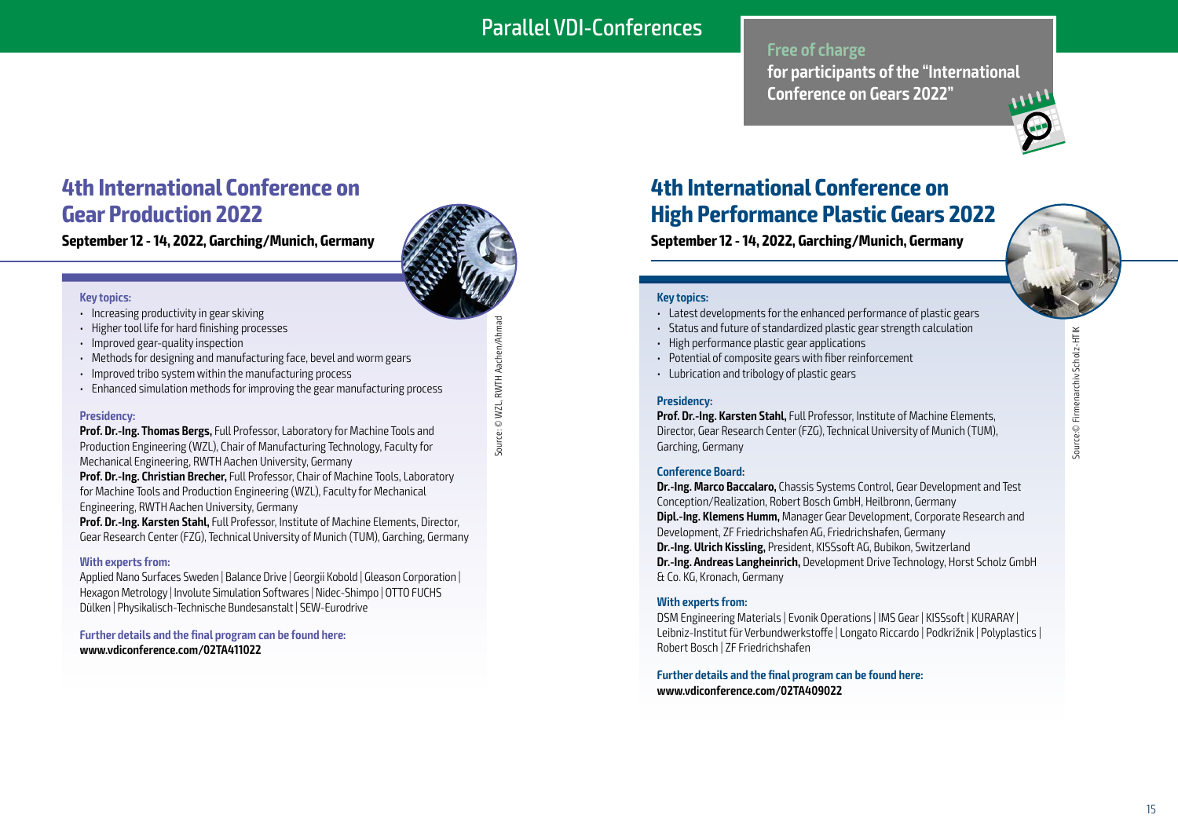# Parallel VDI-Conferences

**Free of charge**
**for participants of the "International Conference on Gears 2022"**

## 4th International Conference on Gear Production 2022

**September 12 - 14, 2022, Garching/Munich, Germany**

Source: © WZL, RWTH Aachen/Ahmad

**Key topics:**

- Increasing productivity in gear skiving
- Higher tool life for hard finishing processes
- Improved gear-quality inspection
- Methods for designing and manufacturing face, bevel and worm gears
- Improved tribo system within the manufacturing process
- Enhanced simulation methods for improving the gear manufacturing process

**Presidency:**

**Prof. Dr.-Ing. Thomas Bergs,** Full Professor, Laboratory for Machine Tools and Production Engineering (WZL), Chair of Manufacturing Technology, Faculty for Mechanical Engineering, RWTH Aachen University, Germany
**Prof. Dr.-Ing. Christian Brecher,** Full Professor, Chair of Machine Tools, Laboratory for Machine Tools and Production Engineering (WZL), Faculty for Mechanical Engineering, RWTH Aachen University, Germany
**Prof. Dr.-Ing. Karsten Stahl,** Full Professor, Institute of Machine Elements, Director, Gear Research Center (FZG), Technical University of Munich (TUM), Garching, Germany

**With experts from:**

Applied Nano Surfaces Sweden | Balance Drive | Georgii Kobold | Gleason Corporation | Hexagon Metrology | Involute Simulation Softwares | Nidec-Shimpo | OTTO FUCHS Dülken | Physikalisch-Technische Bundesanstalt | SEW-Eurodrive

**Further details and the final program can be found here:**
**www.vdiconference.com/02TA411022**

## 4th International Conference on High Performance Plastic Gears 2022

**September 12 - 14, 2022, Garching/Munich, Germany**

Source:© Firmenarchiv Scholz-HTIK

**Key topics:**

- Latest developments for the enhanced performance of plastic gears
- Status and future of standardized plastic gear strength calculation
- High performance plastic gear applications
- Potential of composite gears with fiber reinforcement
- Lubrication and tribology of plastic gears

**Presidency:**

**Prof. Dr.-Ing. Karsten Stahl,** Full Professor, Institute of Machine Elements, Director, Gear Research Center (FZG), Technical University of Munich (TUM), Garching, Germany

**Conference Board:**

**Dr.-Ing. Marco Baccalaro,** Chassis Systems Control, Gear Development and Test Conception/Realization, Robert Bosch GmbH, Heilbronn, Germany
**Dipl.-Ing. Klemens Humm,** Manager Gear Development, Corporate Research and Development, ZF Friedrichshafen AG, Friedrichshafen, Germany
**Dr.-Ing. Ulrich Kissling,** President, KISSsoft AG, Bubikon, Switzerland
**Dr.-Ing. Andreas Langheinrich,** Development Drive Technology, Horst Scholz GmbH & Co. KG, Kronach, Germany

**With experts from:**

DSM Engineering Materials | Evonik Operations | IMS Gear | KISSsoft | KURARAY | Leibniz-Institut für Verbundwerkstoffe | Longato Riccardo | Podkrižnik | Polyplastics | Robert Bosch | ZF Friedrichshafen

**Further details and the final program can be found here:**
**www.vdiconference.com/02TA409022**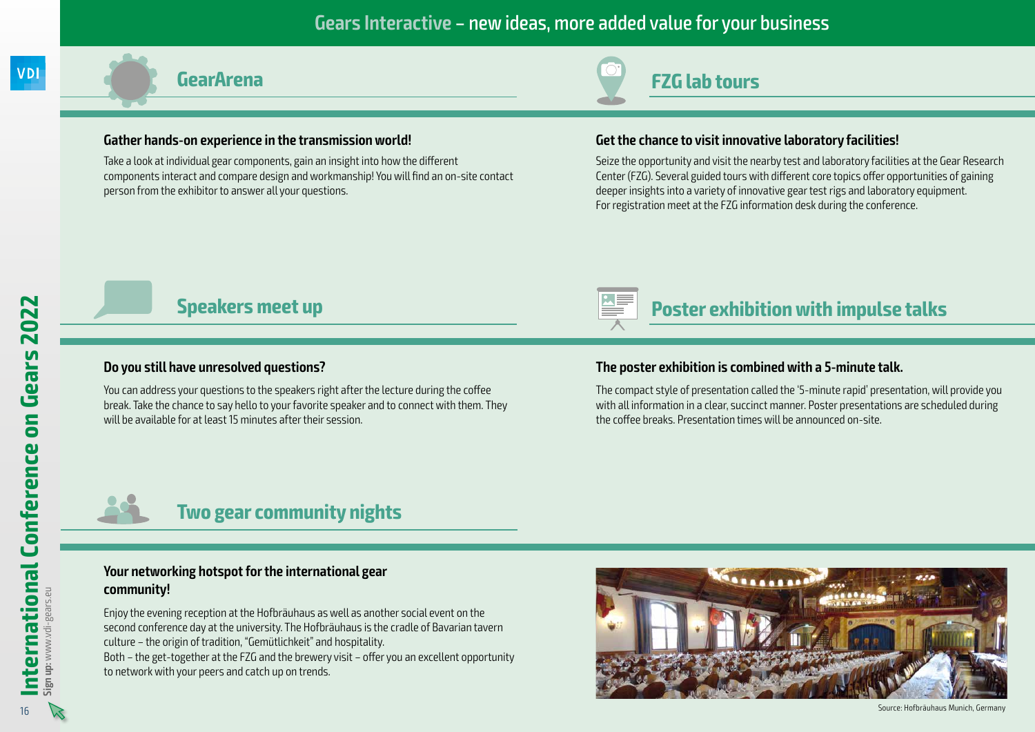# Gears Interactive – new ideas, more added value for your business

## GearArena

### Gather hands-on experience in the transmission world!

Take a look at individual gear components, gain an insight into how the different components interact and compare design and workmanship! You will find an on-site contact person from the exhibitor to answer all your questions.

## FZG lab tours

### Get the chance to visit innovative laboratory facilities!

Seize the opportunity and visit the nearby test and laboratory facilities at the Gear Research Center (FZG). Several guided tours with different core topics offer opportunities of gaining deeper insights into a variety of innovative gear test rigs and laboratory equipment.
For registration meet at the FZG information desk during the conference.

## Speakers meet up

### Do you still have unresolved questions?

You can address your questions to the speakers right after the lecture during the coffee break. Take the chance to say hello to your favorite speaker and to connect with them. They will be available for at least 15 minutes after their session.

## Poster exhibition with impulse talks

### The poster exhibition is combined with a 5-minute talk.

The compact style of presentation called the '5-minute rapid' presentation, will provide you with all information in a clear, succinct manner. Poster presentations are scheduled during the coffee breaks. Presentation times will be announced on-site.

## Two gear community nights

### Your networking hotspot for the international gear community!

Enjoy the evening reception at the Hofbräuhaus as well as another social event on the second conference day at the university. The Hofbräuhaus is the cradle of Bavarian tavern culture – the origin of tradition, "Gemütlichkeit" and hospitality.
Both – the get-together at the FZG and the brewery visit – offer you an excellent opportunity to network with your peers and catch up on trends.

Source: Hofbräuhaus Munich, Germany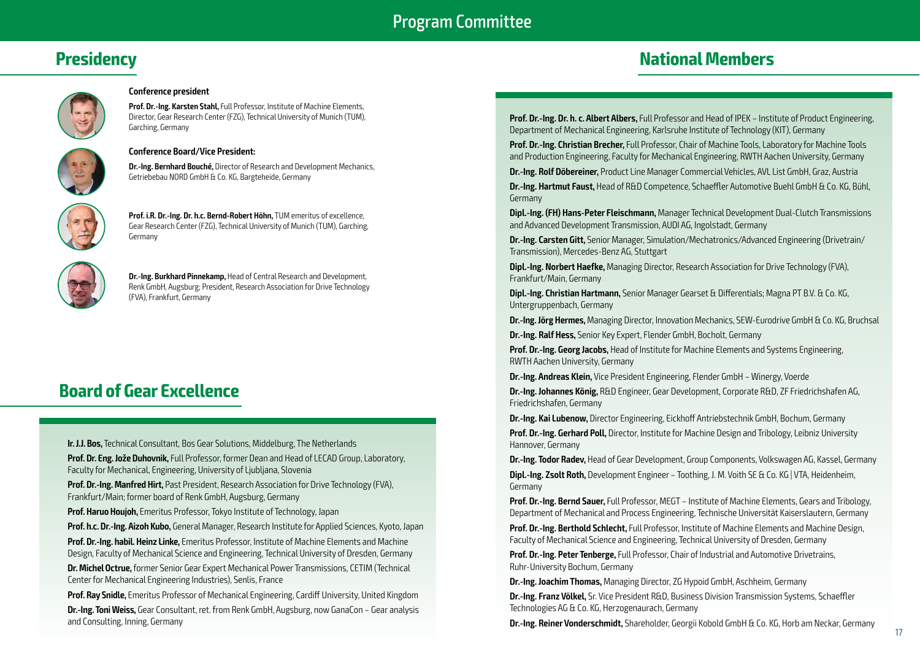# Program Committee

## Presidency

### Conference president

**Prof. Dr.-Ing. Karsten Stahl,** Full Professor, Institute of Machine Elements, Director, Gear Research Center (FZG), Technical University of Munich (TUM), Garching, Germany

### Conference Board/Vice President:

**Dr.-Ing. Bernhard Bouché,** Director of Research and Development Mechanics, Getriebebau NORD GmbH & Co. KG, Bargteheide, Germany

**Prof. i.R. Dr.-Ing. Dr. h.c. Bernd-Robert Höhn,** TUM emeritus of excellence, Gear Research Center (FZG), Technical University of Munich (TUM), Garching, Germany

**Dr.-Ing. Burkhard Pinnekamp,** Head of Central Research and Development, Renk GmbH, Augsburg; President, Research Association for Drive Technology (FVA), Frankfurt, Germany

## Board of Gear Excellence

**Ir. J.J. Bos,** Technical Consultant, Bos Gear Solutions, Middelburg, The Netherlands

**Prof. Dr. Eng. Jože Duhovnik,** Full Professor, former Dean and Head of LECAD Group, Laboratory, Faculty for Mechanical, Engineering, University of Ljubljana, Slovenia

**Prof. Dr.-Ing. Manfred Hirt,** Past President, Research Association for Drive Technology (FVA), Frankfurt/Main; former board of Renk GmbH, Augsburg, Germany

**Prof. Haruo Houjoh,** Emeritus Professor, Tokyo Institute of Technology, Japan

**Prof. h.c. Dr.-Ing. Aizoh Kubo,** General Manager, Research Institute for Applied Sciences, Kyoto, Japan

**Prof. Dr.-Ing. habil. Heinz Linke,** Emeritus Professor, Institute of Machine Elements and Machine Design, Faculty of Mechanical Science and Engineering, Technical University of Dresden, Germany

**Dr. Michel Octrue,** former Senior Gear Expert Mechanical Power Transmissions, CETIM (Technical Center for Mechanical Engineering Industries), Senlis, France

**Prof. Ray Snidle,** Emeritus Professor of Mechanical Engineering, Cardiff University, United Kingdom

**Dr.-Ing. Toni Weiss,** Gear Consultant, ret. from Renk GmbH, Augsburg, now GanaCon – Gear analysis and Consulting, Inning, Germany

## National Members

**Prof. Dr.-Ing. Dr. h. c. Albert Albers,** Full Professor and Head of IPEK – Institute of Product Engineering, Department of Mechanical Engineering, Karlsruhe Institute of Technology (KIT), Germany

**Prof. Dr.-Ing. Christian Brecher,** Full Professor, Chair of Machine Tools, Laboratory for Machine Tools and Production Engineering, Faculty for Mechanical Engineering, RWTH Aachen University, Germany

**Dr.-Ing. Rolf Döbereiner,** Product Line Manager Commercial Vehicles, AVL List GmbH, Graz, Austria

**Dr.-Ing. Hartmut Faust,** Head of R&D Competence, Schaeffler Automotive Buehl GmbH & Co. KG, Bühl, Germany

**Dipl.-Ing. (FH) Hans-Peter Fleischmann,** Manager Technical Development Dual-Clutch Transmissions and Advanced Development Transmission, AUDI AG, Ingolstadt, Germany

**Dr.-Ing. Carsten Gitt,** Senior Manager, Simulation/Mechatronics/Advanced Engineering (Drivetrain/Transmission), Mercedes-Benz AG, Stuttgart

**Dipl.-Ing. Norbert Haefke,** Managing Director, Research Association for Drive Technology (FVA), Frankfurt/Main, Germany

**Dipl.-Ing. Christian Hartmann,** Senior Manager Gearset & Differentials; Magna PT B.V. & Co. KG, Untergruppenbach, Germany

**Dr.-Ing. Jörg Hermes,** Managing Director, Innovation Mechanics, SEW-Eurodrive GmbH & Co. KG, Bruchsal

**Dr.-Ing. Ralf Hess,** Senior Key Expert, Flender GmbH, Bocholt, Germany

**Prof. Dr.-Ing. Georg Jacobs,** Head of Institute for Machine Elements and Systems Engineering, RWTH Aachen University, Germany

**Dr.-Ing. Andreas Klein,** Vice President Engineering, Flender GmbH – Winergy, Voerde

**Dr.-Ing. Johannes König,** R&D Engineer, Gear Development, Corporate R&D, ZF Friedrichshafen AG, Friedrichshafen, Germany

**Dr.-Ing. Kai Lubenow,** Director Engineering, Eickhoff Antriebstechnik GmbH, Bochum, Germany

**Prof. Dr.-Ing. Gerhard Poll,** Director, Institute for Machine Design and Tribology, Leibniz University Hannover, Germany

**Dr.-Ing. Todor Radev,** Head of Gear Development, Group Components, Volkswagen AG, Kassel, Germany

**Dipl.-Ing. Zsolt Roth,** Development Engineer – Toothing, J. M. Voith SE & Co. KG | VTA, Heidenheim, Germany

**Prof. Dr.-Ing. Bernd Sauer,** Full Professor, MEGT – Institute of Machine Elements, Gears and Tribology, Department of Mechanical and Process Engineering, Technische Universität Kaiserslautern, Germany

**Prof. Dr.-Ing. Berthold Schlecht,** Full Professor, Institute of Machine Elements and Machine Design, Faculty of Mechanical Science and Engineering, Technical University of Dresden, Germany

**Prof. Dr.-Ing. Peter Tenberge,** Full Professor, Chair of Industrial and Automotive Drivetrains, Ruhr-University Bochum, Germany

**Dr.-Ing. Joachim Thomas,** Managing Director, ZG Hypoid GmbH, Aschheim, Germany

**Dr.-Ing. Franz Völkel,** Sr. Vice President R&D, Business Division Transmission Systems, Schaeffler Technologies AG & Co. KG, Herzogenaurach, Germany

**Dr.-Ing. Reiner Vonderschmidt,** Shareholder, Georgii Kobold GmbH & Co. KG, Horb am Neckar, Germany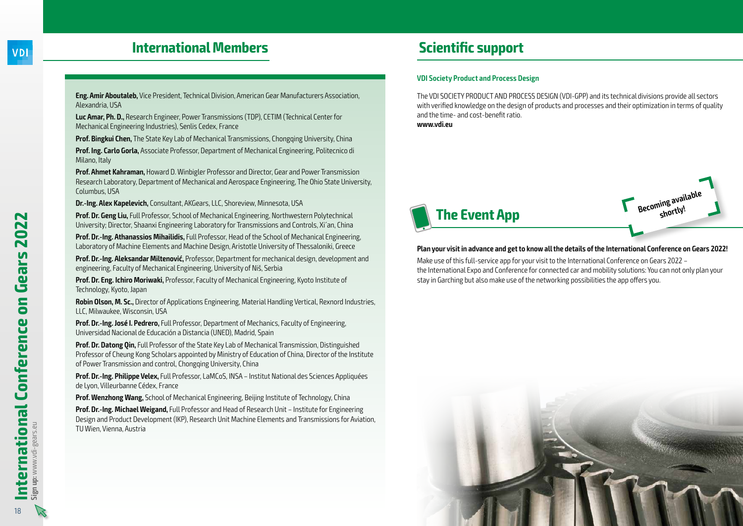## International Members

**Eng. Amir Aboutaleb,** Vice President, Technical Division, American Gear Manufacturers Association, Alexandria, USA

**Luc Amar, Ph. D.,** Research Engineer, Power Transmissions (TDP), CETIM (Technical Center for Mechanical Engineering Industries), Senlis Cedex, France

**Prof. Bingkui Chen,** The State Key Lab of Mechanical Transmissions, Chongqing University, China

**Prof. Ing. Carlo Gorla,** Associate Professor, Department of Mechanical Engineering, Politecnico di Milano, Italy

**Prof. Ahmet Kahraman,** Howard D. Winbigler Professor and Director, Gear and Power Transmission Research Laboratory, Department of Mechanical and Aerospace Engineering, The Ohio State University, Columbus, USA

**Dr.-Ing. Alex Kapelevich,** Consultant, AKGears, LLC, Shoreview, Minnesota, USA

**Prof. Dr. Geng Liu,** Full Professor, School of Mechanical Engineering, Northwestern Polytechnical University; Director, Shaanxi Engineering Laboratory for Transmissions and Controls, Xi´an, China

**Prof. Dr.-Ing. Athanassios Mihailidis,** Full Professor, Head of the School of Mechanical Engineering, Laboratory of Machine Elements and Machine Design, Aristotle University of Thessaloniki, Greece

**Prof. Dr.-Ing. Aleksandar Miltenović,** Professor, Department for mechanical design, development and engineering, Faculty of Mechanical Engineering, University of Niš, Serbia

**Prof. Dr. Eng. Ichiro Moriwaki,** Professor, Faculty of Mechanical Engineering, Kyoto Institute of Technology, Kyoto, Japan

**Robin Olson, M. Sc.,** Director of Applications Engineering, Material Handling Vertical, Rexnord Industries, LLC, Milwaukee, Wisconsin, USA

**Prof. Dr.-Ing. José I. Pedrero,** Full Professor, Department of Mechanics, Faculty of Engineering, Universidad Nacional de Educación a Distancia (UNED), Madrid, Spain

**Prof. Dr. Datong Qin,** Full Professor of the State Key Lab of Mechanical Transmission, Distinguished Professor of Cheung Kong Scholars appointed by Ministry of Education of China, Director of the Institute of Power Transmission and control, Chongqing University, China

**Prof. Dr.-Ing. Philippe Velex,** Full Professor, LaMCoS, INSA – Institut National des Sciences Appliquées de Lyon, Villeurbanne Cédex, France

**Prof. Wenzhong Wang,** School of Mechanical Engineering, Beijing Institute of Technology, China

**Prof. Dr.-Ing. Michael Weigand,** Full Professor and Head of Research Unit – Institute for Engineering Design and Product Development (IKP), Research Unit Machine Elements and Transmissions for Aviation, TU Wien, Vienna, Austria

## Scientific support

**VDI Society Product and Process Design**

The VDI SOCIETY PRODUCT AND PROCESS DESIGN (VDI-GPP) and its technical divisions provide all sectors with verified knowledge on the design of products and processes and their optimization in terms of quality and the time- and cost-benefit ratio.
**www.vdi.eu**

## The Event App

Becoming available shortly!

**Plan your visit in advance and get to know all the details of the International Conference on Gears 2022!**

Make use of this full-service app for your visit to the International Conference on Gears 2022 – the International Expo and Conference for connected car and mobility solutions: You can not only plan your stay in Garching but also make use of the networking possibilities the app offers you.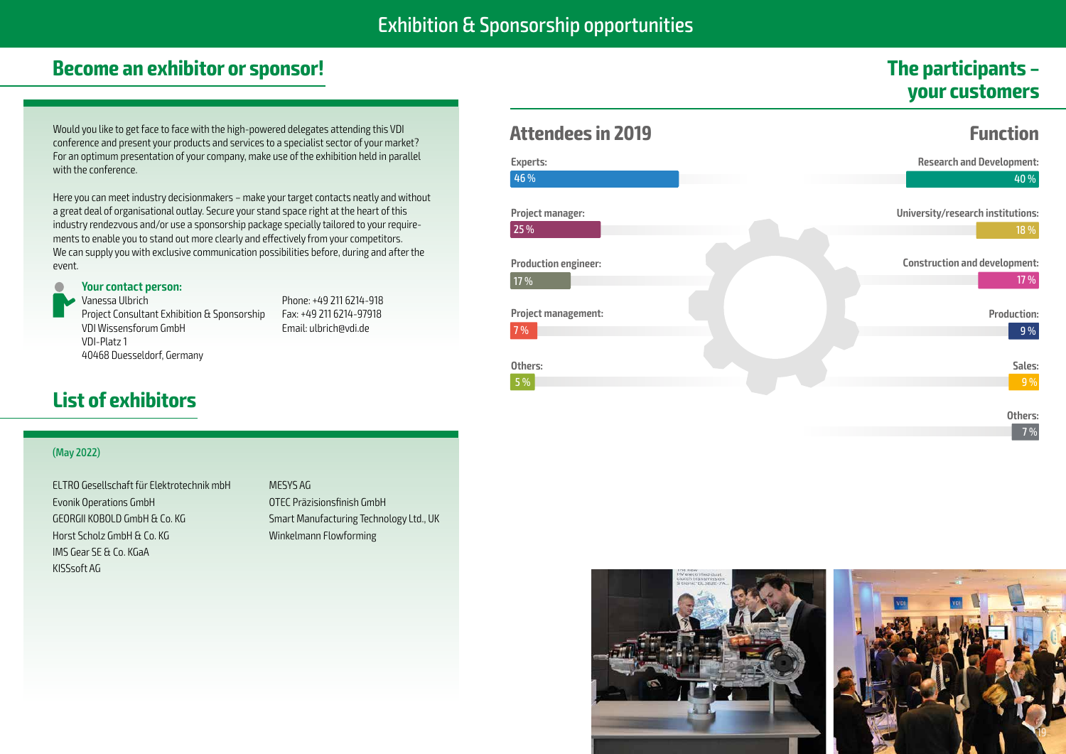# Exhibition & Sponsorship opportunities

## Become an exhibitor or sponsor!

Would you like to get face to face with the high-powered delegates attending this VDI conference and present your products and services to a specialist sector of your market? For an optimum presentation of your company, make use of the exhibition held in parallel with the conference.

Here you can meet industry decisionmakers – make your target contacts neatly and without a great deal of organisational outlay. Secure your stand space right at the heart of this industry rendezvous and/or use a sponsorship package specially tailored to your requirements to enable you to stand out more clearly and effectively from your competitors. We can supply you with exclusive communication possibilities before, during and after the event.

**Your contact person:**
Vanessa Ulbrich
Project Consultant Exhibition & Sponsorship
VDI Wissensforum GmbH
VDI-Platz 1
40468 Duesseldorf, Germany

Phone: +49 211 6214-918
Fax: +49 211 6214-97918
Email: ulbrich@vdi.de

## List of exhibitors

(May 2022)

ELTRO Gesellschaft für Elektrotechnik mbH
Evonik Operations GmbH
GEORGII KOBOLD GmbH & Co. KG
Horst Scholz GmbH & Co. KG
IMS Gear SE & Co. KGaA
KISSsoft AG
MESYS AG
OTEC Präzisionsfinish GmbH
Smart Manufacturing Technology Ltd., UK
Winkelmann Flowforming

## The participants – your customers

### Attendees in 2019

| Attendees | Share |
|---|---|
| Experts | 46 % |
| Project manager | 25 % |
| Production engineer | 17 % |
| Project management | 7 % |
| Others | 5 % |

### Function

| Function | Share |
|---|---|
| Research and Development | 40 % |
| University/research institutions | 18 % |
| Construction and development | 17 % |
| Production | 9 % |
| Sales | 9 % |
| Others | 7 % |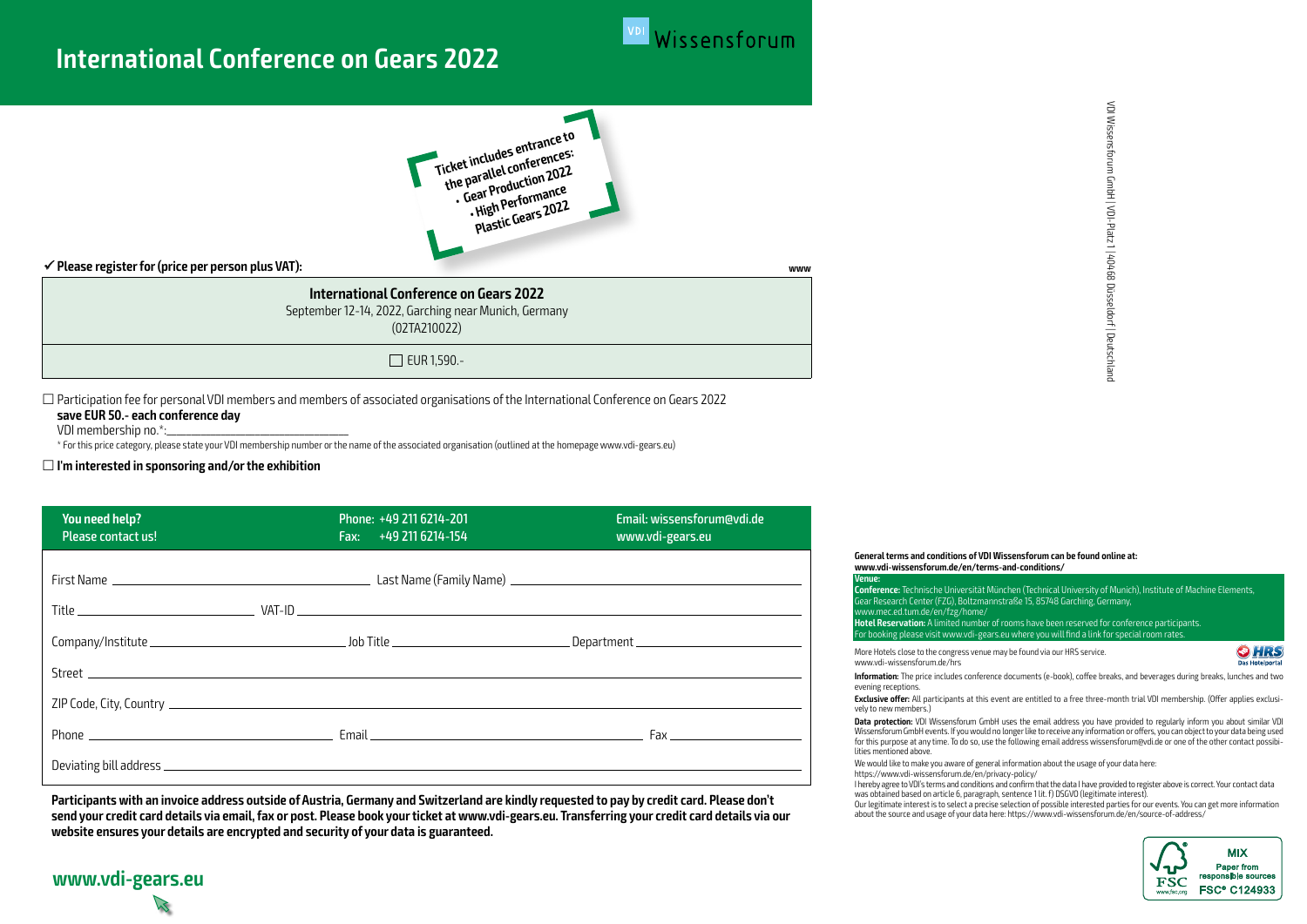# International Conference on Gears 2022

VDI Wissensforum

Ticket includes entrance to the parallel conferences:
- Gear Production 2022
- High Performance Plastic Gears 2022

✓ **Please register for (price per person plus VAT):**

www

| |
|---|
| **International Conference on Gears 2022**<br>September 12-14, 2022, Garching near Munich, Germany<br>(02TA210022) |
| ☐ EUR 1,590.- |

☐ Participation fee for personal VDI members and members of associated organisations of the International Conference on Gears 2022
**save EUR 50.- each conference day**
VDI membership no.*:\_\_\_\_\_\_\_\_\_\_\_\_\_\_\_\_\_\_\_\_\_\_\_\_

\* For this price category, please state your VDI membership number or the name of the associated organisation (outlined at the homepage www.vdi-gears.eu)

☐ **I'm interested in sponsoring and/or the exhibition**

| **You need help?**<br>**Please contact us!** | Phone: +49 211 6214-201<br>Fax: +49 211 6214-154 | Email: wissensforum@vdi.de<br>www.vdi-gears.eu |
|---|---|---|

First Name \_\_\_\_\_\_\_\_\_\_\_\_ Last Name (Family Name) \_\_\_\_\_\_\_\_\_\_\_\_

Title \_\_\_\_\_\_\_\_\_\_\_\_ VAT-ID \_\_\_\_\_\_\_\_\_\_\_\_

Company/Institute \_\_\_\_\_\_\_\_\_\_\_\_ Job Title \_\_\_\_\_\_\_\_\_\_\_\_ Department \_\_\_\_\_\_\_\_\_\_\_\_

Street \_\_\_\_\_\_\_\_\_\_\_\_

ZIP Code, City, Country \_\_\_\_\_\_\_\_\_\_\_\_

Phone \_\_\_\_\_\_\_\_\_\_\_\_ Email \_\_\_\_\_\_\_\_\_\_\_\_ Fax \_\_\_\_\_\_\_\_\_\_\_\_

Deviating bill address \_\_\_\_\_\_\_\_\_\_\_\_

**Participants with an invoice address outside of Austria, Germany and Switzerland are kindly requested to pay by credit card. Please don't send your credit card details via email, fax or post. Please book your ticket at www.vdi-gears.eu. Transferring your credit card details via our website ensures your details are encrypted and security of your data is guaranteed.**

**www.vdi-gears.eu**

VDI Wissensforum GmbH | VDI-Platz 1 | 40468 Düsseldorf | Deutschland

**General terms and conditions of VDI Wissensforum can be found online at:**
**www.vdi-wissensforum.de/en/terms-and-conditions/**

**Venue:**
**Conference:** Technische Universität München (Technical University of Munich), Institute of Machine Elements, Gear Research Center (FZG), Boltzmannstraße 15, 85748 Garching, Germany, www.mec.ed.tum.de/en/fzg/home/
**Hotel Reservation:** A limited number of rooms have been reserved for conference participants. For booking please visit www.vdi-gears.eu where you will find a link for special room rates.

More Hotels close to the congress venue may be found via our HRS service.
www.vdi-wissensforum.de/hrs

HRS Das Hotelportal

**Information:** The price includes conference documents (e-book), coffee breaks, and beverages during breaks, lunches and two evening receptions.

**Exclusive offer:** All participants at this event are entitled to a free three-month trial VDI membership. (Offer applies exclusively to new members.)

**Data protection:** VDI Wissensforum GmbH uses the email address you have provided to regularly inform you about similar VDI Wissensforum GmbH events. If you would no longer like to receive any information or offers, you can object to your data being used for this purpose at any time. To do so, use the following email address wissensforum@vdi.de or one of the other contact possibilities mentioned above.

We would like to make you aware of general information about the usage of your data here:
https://www.vdi-wissensforum.de/en/privacy-policy/

I hereby agree to VDI's terms and conditions and confirm that the data I have provided to register above is correct. Your contact data was obtained based on article 6, paragraph, sentence 1 lit. f) DSGVO (legitimate interest).
Our legitimate interest is to select a precise selection of possible interested parties for our events. You can get more information about the source and usage of your data here: https://www.vdi-wissensforum.de/en/source-of-address/

FSC www.fsc.org MIX Paper from responsible sources FSC® C124933